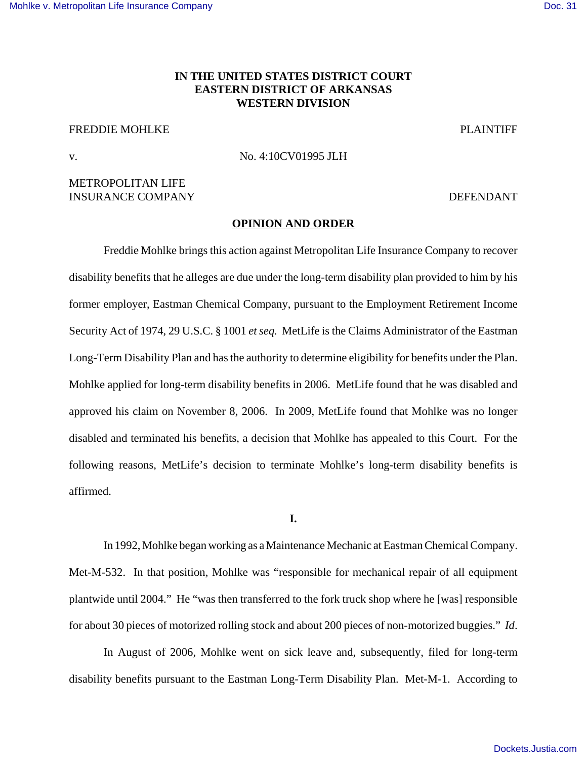**IN THE UNITED STATES DISTRICT COURT**
**EASTERN DISTRICT OF ARKANSAS**
**WESTERN DIVISION**

FREDDIE MOHLKE — PLAINTIFF

v. — No. 4:10CV01995 JLH

METROPOLITAN LIFE INSURANCE COMPANY — DEFENDANT

**OPINION AND ORDER**

Freddie Mohlke brings this action against Metropolitan Life Insurance Company to recover disability benefits that he alleges are due under the long-term disability plan provided to him by his former employer, Eastman Chemical Company, pursuant to the Employment Retirement Income Security Act of 1974, 29 U.S.C. § 1001 *et seq.* MetLife is the Claims Administrator of the Eastman Long-Term Disability Plan and has the authority to determine eligibility for benefits under the Plan. Mohlke applied for long-term disability benefits in 2006. MetLife found that he was disabled and approved his claim on November 8, 2006. In 2009, MetLife found that Mohlke was no longer disabled and terminated his benefits, a decision that Mohlke has appealed to this Court. For the following reasons, MetLife's decision to terminate Mohlke's long-term disability benefits is affirmed.

**I.**

In 1992, Mohlke began working as a Maintenance Mechanic at Eastman Chemical Company. Met-M-532. In that position, Mohlke was "responsible for mechanical repair of all equipment plantwide until 2004." He "was then transferred to the fork truck shop where he [was] responsible for about 30 pieces of motorized rolling stock and about 200 pieces of non-motorized buggies." *Id*.

In August of 2006, Mohlke went on sick leave and, subsequently, filed for long-term disability benefits pursuant to the Eastman Long-Term Disability Plan. Met-M-1. According to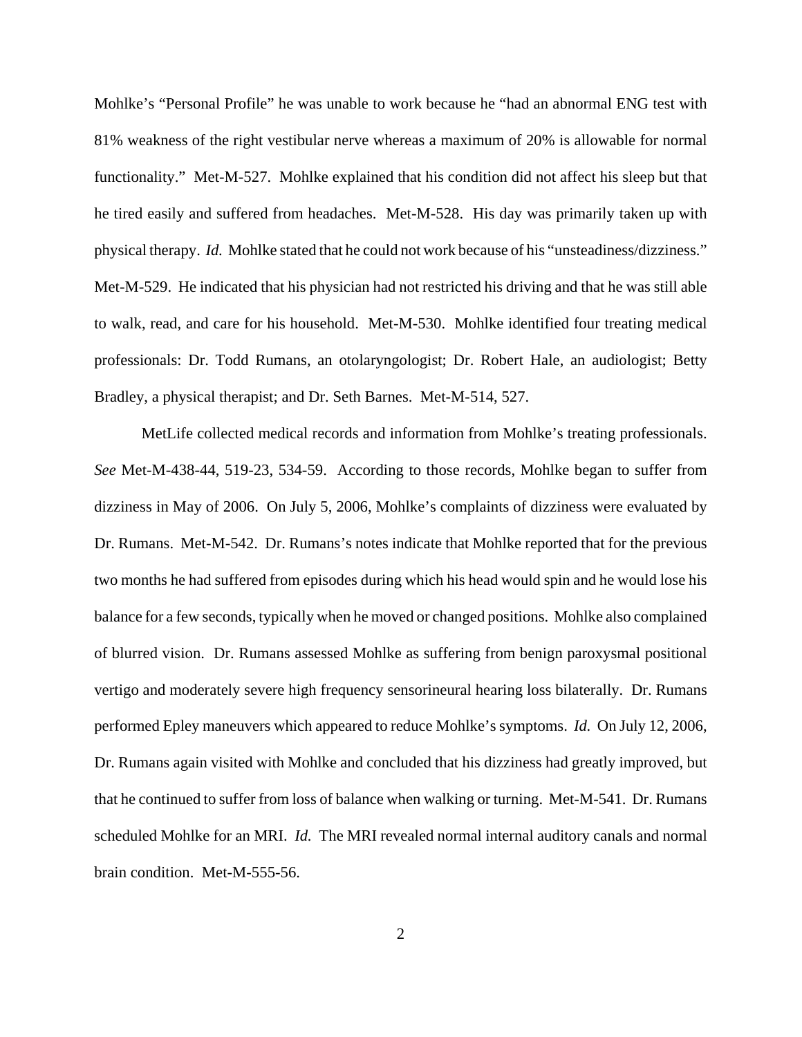Mohlke's "Personal Profile" he was unable to work because he "had an abnormal ENG test with 81% weakness of the right vestibular nerve whereas a maximum of 20% is allowable for normal functionality." Met-M-527. Mohlke explained that his condition did not affect his sleep but that he tired easily and suffered from headaches. Met-M-528. His day was primarily taken up with physical therapy. *Id.* Mohlke stated that he could not work because of his "unsteadiness/dizziness." Met-M-529. He indicated that his physician had not restricted his driving and that he was still able to walk, read, and care for his household. Met-M-530. Mohlke identified four treating medical professionals: Dr. Todd Rumans, an otolaryngologist; Dr. Robert Hale, an audiologist; Betty Bradley, a physical therapist; and Dr. Seth Barnes. Met-M-514, 527.

MetLife collected medical records and information from Mohlke's treating professionals. *See* Met-M-438-44, 519-23, 534-59. According to those records, Mohlke began to suffer from dizziness in May of 2006. On July 5, 2006, Mohlke's complaints of dizziness were evaluated by Dr. Rumans. Met-M-542. Dr. Rumans's notes indicate that Mohlke reported that for the previous two months he had suffered from episodes during which his head would spin and he would lose his balance for a few seconds, typically when he moved or changed positions. Mohlke also complained of blurred vision. Dr. Rumans assessed Mohlke as suffering from benign paroxysmal positional vertigo and moderately severe high frequency sensorineural hearing loss bilaterally. Dr. Rumans performed Epley maneuvers which appeared to reduce Mohlke's symptoms. *Id.* On July 12, 2006, Dr. Rumans again visited with Mohlke and concluded that his dizziness had greatly improved, but that he continued to suffer from loss of balance when walking or turning. Met-M-541. Dr. Rumans scheduled Mohlke for an MRI. *Id.* The MRI revealed normal internal auditory canals and normal brain condition. Met-M-555-56.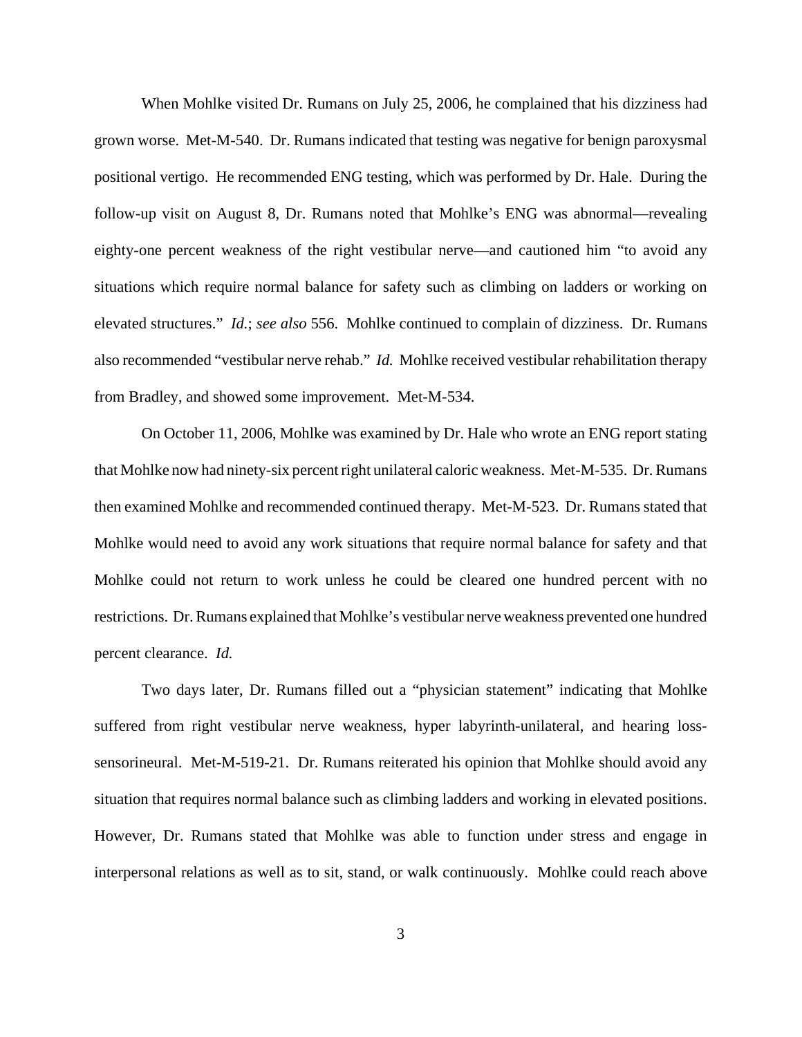When Mohlke visited Dr. Rumans on July 25, 2006, he complained that his dizziness had grown worse. Met-M-540. Dr. Rumans indicated that testing was negative for benign paroxysmal positional vertigo. He recommended ENG testing, which was performed by Dr. Hale. During the follow-up visit on August 8, Dr. Rumans noted that Mohlke's ENG was abnormal—revealing eighty-one percent weakness of the right vestibular nerve—and cautioned him "to avoid any situations which require normal balance for safety such as climbing on ladders or working on elevated structures." *Id.*; *see also* 556. Mohlke continued to complain of dizziness. Dr. Rumans also recommended "vestibular nerve rehab." *Id.* Mohlke received vestibular rehabilitation therapy from Bradley, and showed some improvement. Met-M-534.

On October 11, 2006, Mohlke was examined by Dr. Hale who wrote an ENG report stating that Mohlke now had ninety-six percent right unilateral caloric weakness. Met-M-535. Dr. Rumans then examined Mohlke and recommended continued therapy. Met-M-523. Dr. Rumans stated that Mohlke would need to avoid any work situations that require normal balance for safety and that Mohlke could not return to work unless he could be cleared one hundred percent with no restrictions. Dr. Rumans explained that Mohlke's vestibular nerve weakness prevented one hundred percent clearance. *Id.*

Two days later, Dr. Rumans filled out a "physician statement" indicating that Mohlke suffered from right vestibular nerve weakness, hyper labyrinth-unilateral, and hearing loss-sensorineural. Met-M-519-21. Dr. Rumans reiterated his opinion that Mohlke should avoid any situation that requires normal balance such as climbing ladders and working in elevated positions. However, Dr. Rumans stated that Mohlke was able to function under stress and engage in interpersonal relations as well as to sit, stand, or walk continuously. Mohlke could reach above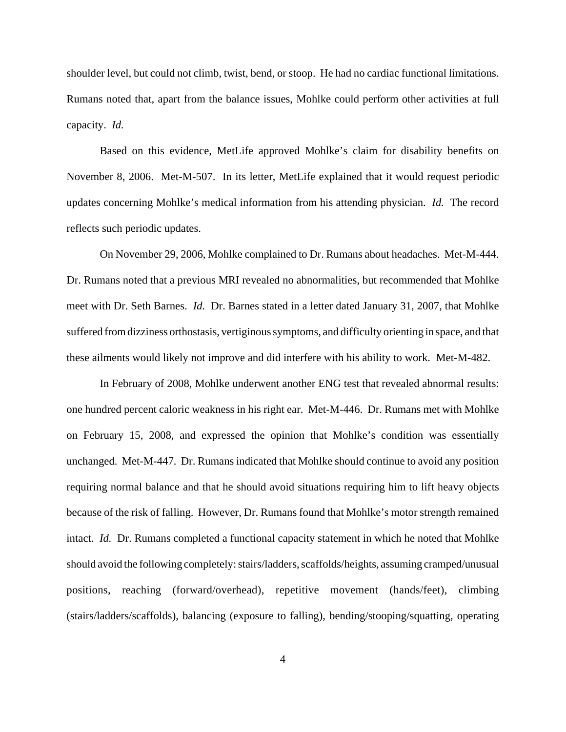shoulder level, but could not climb, twist, bend, or stoop. He had no cardiac functional limitations. Rumans noted that, apart from the balance issues, Mohlke could perform other activities at full capacity. *Id.*

Based on this evidence, MetLife approved Mohlke's claim for disability benefits on November 8, 2006. Met-M-507. In its letter, MetLife explained that it would request periodic updates concerning Mohlke's medical information from his attending physician. *Id.* The record reflects such periodic updates.

On November 29, 2006, Mohlke complained to Dr. Rumans about headaches. Met-M-444. Dr. Rumans noted that a previous MRI revealed no abnormalities, but recommended that Mohlke meet with Dr. Seth Barnes. *Id.* Dr. Barnes stated in a letter dated January 31, 2007, that Mohlke suffered from dizziness orthostasis, vertiginous symptoms, and difficulty orienting in space, and that these ailments would likely not improve and did interfere with his ability to work. Met-M-482.

In February of 2008, Mohlke underwent another ENG test that revealed abnormal results: one hundred percent caloric weakness in his right ear. Met-M-446. Dr. Rumans met with Mohlke on February 15, 2008, and expressed the opinion that Mohlke's condition was essentially unchanged. Met-M-447. Dr. Rumans indicated that Mohlke should continue to avoid any position requiring normal balance and that he should avoid situations requiring him to lift heavy objects because of the risk of falling. However, Dr. Rumans found that Mohlke's motor strength remained intact. *Id.* Dr. Rumans completed a functional capacity statement in which he noted that Mohlke should avoid the following completely: stairs/ladders, scaffolds/heights, assuming cramped/unusual positions, reaching (forward/overhead), repetitive movement (hands/feet), climbing (stairs/ladders/scaffolds), balancing (exposure to falling), bending/stooping/squatting, operating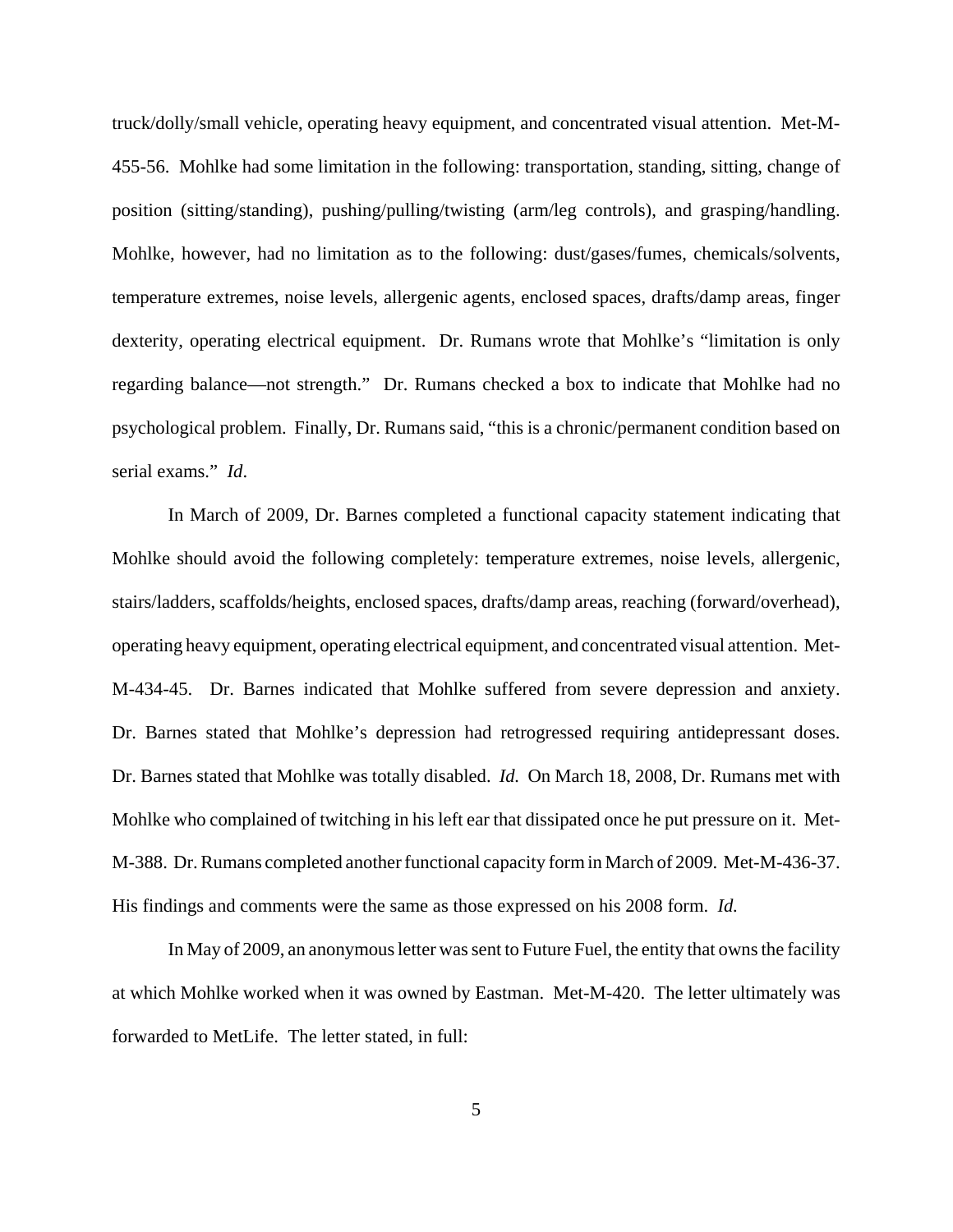truck/dolly/small vehicle, operating heavy equipment, and concentrated visual attention. Met-M-455-56. Mohlke had some limitation in the following: transportation, standing, sitting, change of position (sitting/standing), pushing/pulling/twisting (arm/leg controls), and grasping/handling. Mohlke, however, had no limitation as to the following: dust/gases/fumes, chemicals/solvents, temperature extremes, noise levels, allergenic agents, enclosed spaces, drafts/damp areas, finger dexterity, operating electrical equipment. Dr. Rumans wrote that Mohlke's "limitation is only regarding balance—not strength." Dr. Rumans checked a box to indicate that Mohlke had no psychological problem. Finally, Dr. Rumans said, "this is a chronic/permanent condition based on serial exams." *Id*.

In March of 2009, Dr. Barnes completed a functional capacity statement indicating that Mohlke should avoid the following completely: temperature extremes, noise levels, allergenic, stairs/ladders, scaffolds/heights, enclosed spaces, drafts/damp areas, reaching (forward/overhead), operating heavy equipment, operating electrical equipment, and concentrated visual attention. Met-M-434-45. Dr. Barnes indicated that Mohlke suffered from severe depression and anxiety. Dr. Barnes stated that Mohlke's depression had retrogressed requiring antidepressant doses. Dr. Barnes stated that Mohlke was totally disabled. *Id.* On March 18, 2008, Dr. Rumans met with Mohlke who complained of twitching in his left ear that dissipated once he put pressure on it. Met-M-388. Dr. Rumans completed another functional capacity form in March of 2009. Met-M-436-37. His findings and comments were the same as those expressed on his 2008 form. *Id.*

In May of 2009, an anonymous letter was sent to Future Fuel, the entity that owns the facility at which Mohlke worked when it was owned by Eastman. Met-M-420. The letter ultimately was forwarded to MetLife. The letter stated, in full: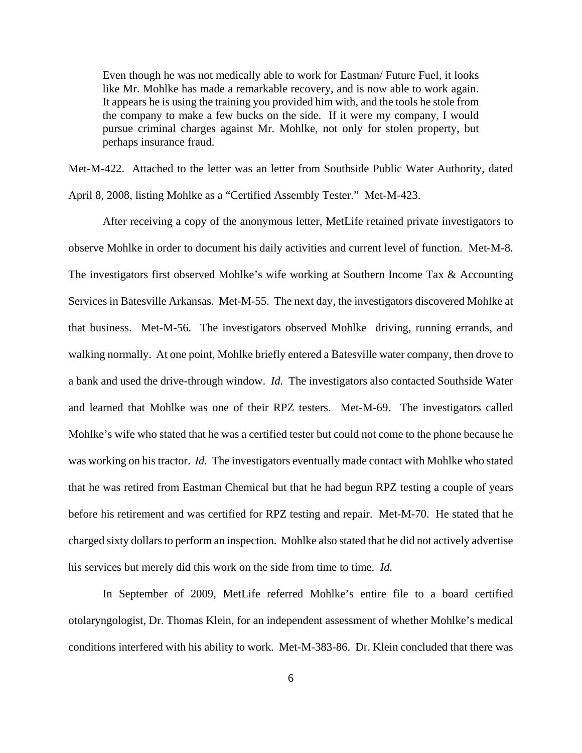> Even though he was not medically able to work for Eastman/ Future Fuel, it looks like Mr. Mohlke has made a remarkable recovery, and is now able to work again. It appears he is using the training you provided him with, and the tools he stole from the company to make a few bucks on the side. If it were my company, I would pursue criminal charges against Mr. Mohlke, not only for stolen property, but perhaps insurance fraud.

Met-M-422. Attached to the letter was an letter from Southside Public Water Authority, dated April 8, 2008, listing Mohlke as a "Certified Assembly Tester." Met-M-423.

After receiving a copy of the anonymous letter, MetLife retained private investigators to observe Mohlke in order to document his daily activities and current level of function. Met-M-8. The investigators first observed Mohlke's wife working at Southern Income Tax & Accounting Services in Batesville Arkansas. Met-M-55. The next day, the investigators discovered Mohlke at that business. Met-M-56. The investigators observed Mohlke driving, running errands, and walking normally. At one point, Mohlke briefly entered a Batesville water company, then drove to a bank and used the drive-through window. *Id.* The investigators also contacted Southside Water and learned that Mohlke was one of their RPZ testers. Met-M-69. The investigators called Mohlke's wife who stated that he was a certified tester but could not come to the phone because he was working on his tractor. *Id.* The investigators eventually made contact with Mohlke who stated that he was retired from Eastman Chemical but that he had begun RPZ testing a couple of years before his retirement and was certified for RPZ testing and repair. Met-M-70. He stated that he charged sixty dollars to perform an inspection. Mohlke also stated that he did not actively advertise his services but merely did this work on the side from time to time. *Id.*

In September of 2009, MetLife referred Mohlke's entire file to a board certified otolaryngologist, Dr. Thomas Klein, for an independent assessment of whether Mohlke's medical conditions interfered with his ability to work. Met-M-383-86. Dr. Klein concluded that there was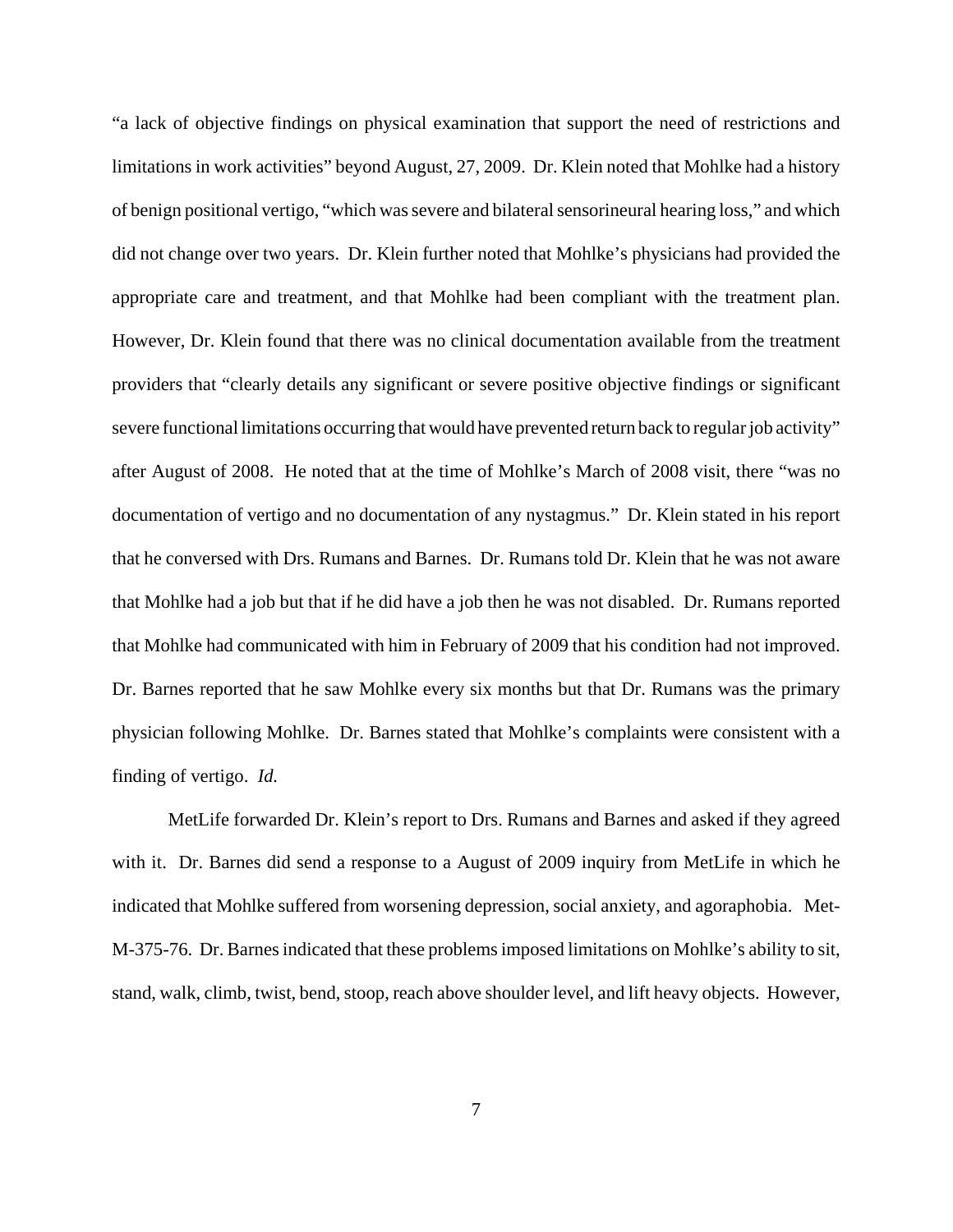"a lack of objective findings on physical examination that support the need of restrictions and limitations in work activities" beyond August, 27, 2009. Dr. Klein noted that Mohlke had a history of benign positional vertigo, "which was severe and bilateral sensorineural hearing loss," and which did not change over two years. Dr. Klein further noted that Mohlke's physicians had provided the appropriate care and treatment, and that Mohlke had been compliant with the treatment plan. However, Dr. Klein found that there was no clinical documentation available from the treatment providers that "clearly details any significant or severe positive objective findings or significant severe functional limitations occurring that would have prevented return back to regular job activity" after August of 2008. He noted that at the time of Mohlke's March of 2008 visit, there "was no documentation of vertigo and no documentation of any nystagmus." Dr. Klein stated in his report that he conversed with Drs. Rumans and Barnes. Dr. Rumans told Dr. Klein that he was not aware that Mohlke had a job but that if he did have a job then he was not disabled. Dr. Rumans reported that Mohlke had communicated with him in February of 2009 that his condition had not improved. Dr. Barnes reported that he saw Mohlke every six months but that Dr. Rumans was the primary physician following Mohlke. Dr. Barnes stated that Mohlke's complaints were consistent with a finding of vertigo. *Id.*

MetLife forwarded Dr. Klein's report to Drs. Rumans and Barnes and asked if they agreed with it. Dr. Barnes did send a response to a August of 2009 inquiry from MetLife in which he indicated that Mohlke suffered from worsening depression, social anxiety, and agoraphobia. Met-M-375-76. Dr. Barnes indicated that these problems imposed limitations on Mohlke's ability to sit, stand, walk, climb, twist, bend, stoop, reach above shoulder level, and lift heavy objects. However,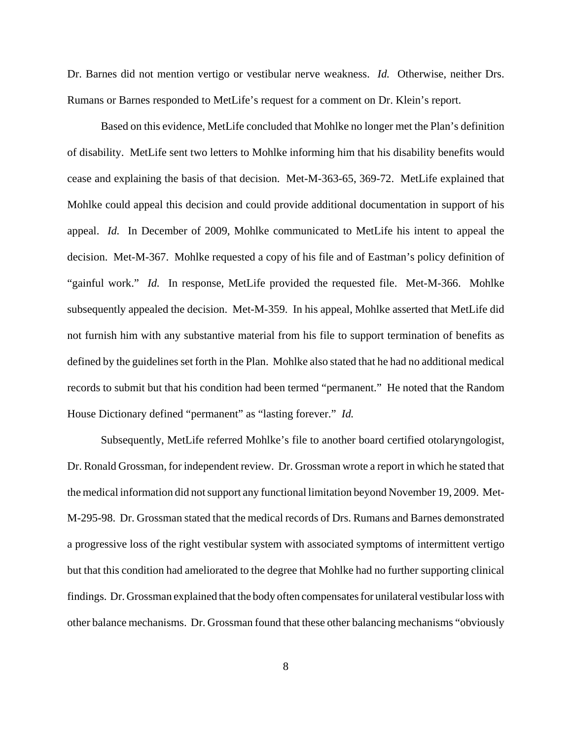Dr. Barnes did not mention vertigo or vestibular nerve weakness. *Id.* Otherwise, neither Drs. Rumans or Barnes responded to MetLife's request for a comment on Dr. Klein's report.

Based on this evidence, MetLife concluded that Mohlke no longer met the Plan's definition of disability. MetLife sent two letters to Mohlke informing him that his disability benefits would cease and explaining the basis of that decision. Met-M-363-65, 369-72. MetLife explained that Mohlke could appeal this decision and could provide additional documentation in support of his appeal. *Id.* In December of 2009, Mohlke communicated to MetLife his intent to appeal the decision. Met-M-367. Mohlke requested a copy of his file and of Eastman's policy definition of "gainful work." *Id.* In response, MetLife provided the requested file. Met-M-366. Mohlke subsequently appealed the decision. Met-M-359. In his appeal, Mohlke asserted that MetLife did not furnish him with any substantive material from his file to support termination of benefits as defined by the guidelines set forth in the Plan. Mohlke also stated that he had no additional medical records to submit but that his condition had been termed "permanent." He noted that the Random House Dictionary defined "permanent" as "lasting forever." *Id.*

Subsequently, MetLife referred Mohlke's file to another board certified otolaryngologist, Dr. Ronald Grossman, for independent review. Dr. Grossman wrote a report in which he stated that the medical information did not support any functional limitation beyond November 19, 2009. Met-M-295-98. Dr. Grossman stated that the medical records of Drs. Rumans and Barnes demonstrated a progressive loss of the right vestibular system with associated symptoms of intermittent vertigo but that this condition had ameliorated to the degree that Mohlke had no further supporting clinical findings. Dr. Grossman explained that the body often compensates for unilateral vestibular loss with other balance mechanisms. Dr. Grossman found that these other balancing mechanisms "obviously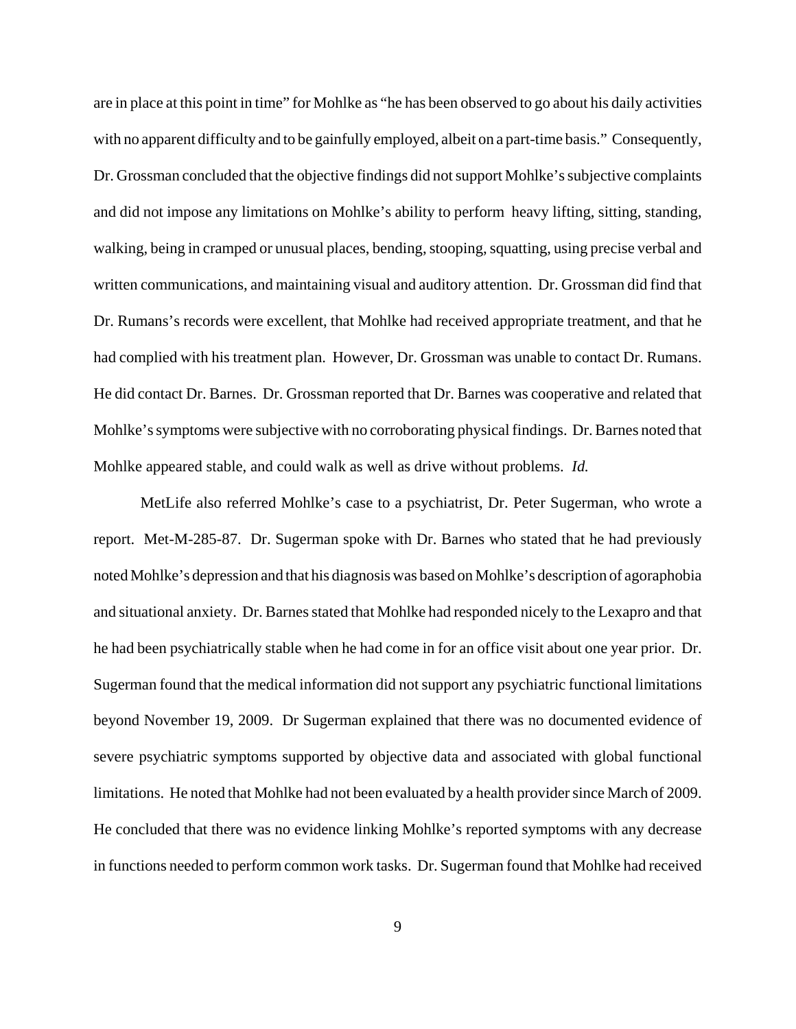are in place at this point in time" for Mohlke as "he has been observed to go about his daily activities with no apparent difficulty and to be gainfully employed, albeit on a part-time basis." Consequently, Dr. Grossman concluded that the objective findings did not support Mohlke's subjective complaints and did not impose any limitations on Mohlke's ability to perform heavy lifting, sitting, standing, walking, being in cramped or unusual places, bending, stooping, squatting, using precise verbal and written communications, and maintaining visual and auditory attention. Dr. Grossman did find that Dr. Rumans's records were excellent, that Mohlke had received appropriate treatment, and that he had complied with his treatment plan. However, Dr. Grossman was unable to contact Dr. Rumans. He did contact Dr. Barnes. Dr. Grossman reported that Dr. Barnes was cooperative and related that Mohlke's symptoms were subjective with no corroborating physical findings. Dr. Barnes noted that Mohlke appeared stable, and could walk as well as drive without problems. *Id.*

MetLife also referred Mohlke's case to a psychiatrist, Dr. Peter Sugerman, who wrote a report. Met-M-285-87. Dr. Sugerman spoke with Dr. Barnes who stated that he had previously noted Mohlke's depression and that his diagnosis was based on Mohlke's description of agoraphobia and situational anxiety. Dr. Barnes stated that Mohlke had responded nicely to the Lexapro and that he had been psychiatrically stable when he had come in for an office visit about one year prior. Dr. Sugerman found that the medical information did not support any psychiatric functional limitations beyond November 19, 2009. Dr Sugerman explained that there was no documented evidence of severe psychiatric symptoms supported by objective data and associated with global functional limitations. He noted that Mohlke had not been evaluated by a health provider since March of 2009. He concluded that there was no evidence linking Mohlke's reported symptoms with any decrease in functions needed to perform common work tasks. Dr. Sugerman found that Mohlke had received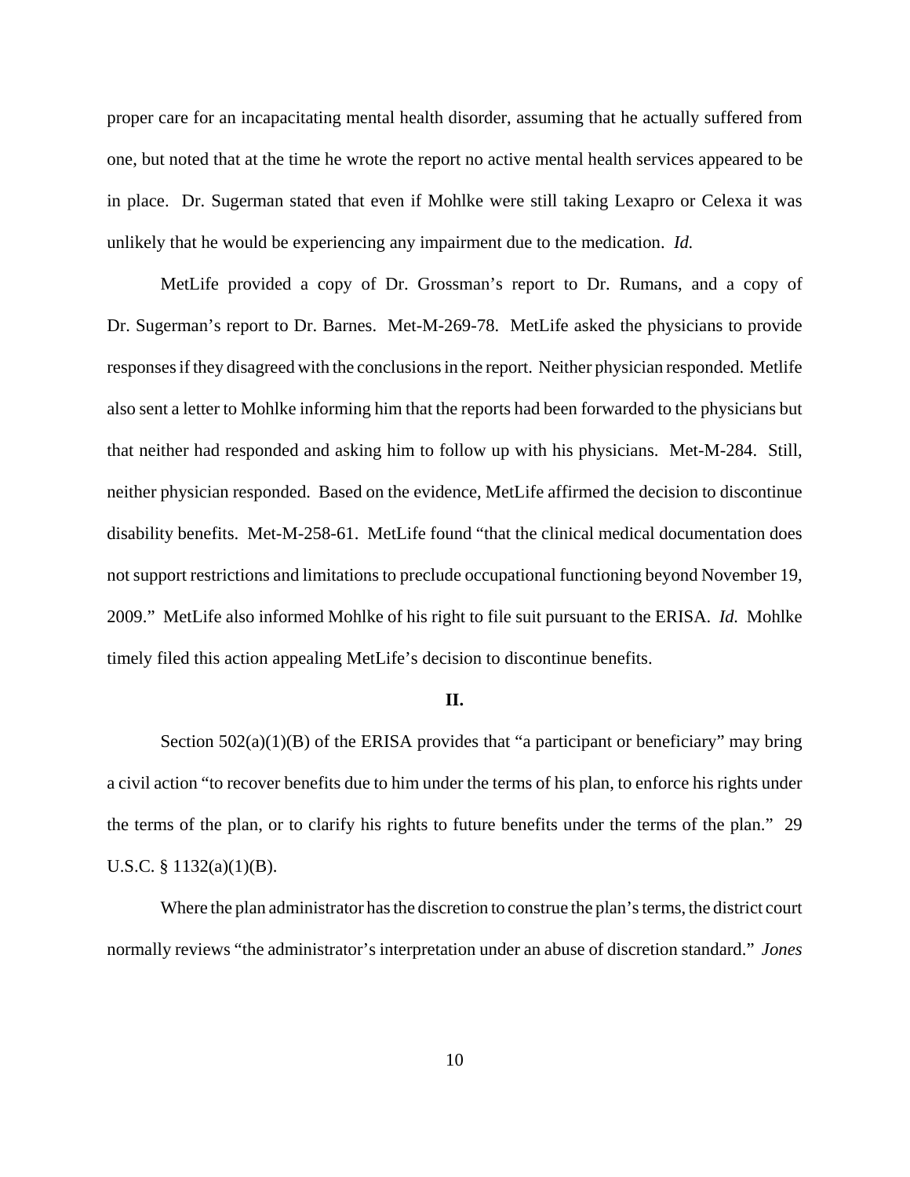proper care for an incapacitating mental health disorder, assuming that he actually suffered from one, but noted that at the time he wrote the report no active mental health services appeared to be in place. Dr. Sugerman stated that even if Mohlke were still taking Lexapro or Celexa it was unlikely that he would be experiencing any impairment due to the medication. *Id.*

MetLife provided a copy of Dr. Grossman's report to Dr. Rumans, and a copy of Dr. Sugerman's report to Dr. Barnes. Met-M-269-78. MetLife asked the physicians to provide responses if they disagreed with the conclusions in the report. Neither physician responded. Metlife also sent a letter to Mohlke informing him that the reports had been forwarded to the physicians but that neither had responded and asking him to follow up with his physicians. Met-M-284. Still, neither physician responded. Based on the evidence, MetLife affirmed the decision to discontinue disability benefits. Met-M-258-61. MetLife found "that the clinical medical documentation does not support restrictions and limitations to preclude occupational functioning beyond November 19, 2009." MetLife also informed Mohlke of his right to file suit pursuant to the ERISA. *Id.* Mohlke timely filed this action appealing MetLife's decision to discontinue benefits.

**II.**

Section 502(a)(1)(B) of the ERISA provides that "a participant or beneficiary" may bring a civil action "to recover benefits due to him under the terms of his plan, to enforce his rights under the terms of the plan, or to clarify his rights to future benefits under the terms of the plan." 29 U.S.C. § 1132(a)(1)(B).

Where the plan administrator has the discretion to construe the plan's terms, the district court normally reviews "the administrator's interpretation under an abuse of discretion standard." *Jones*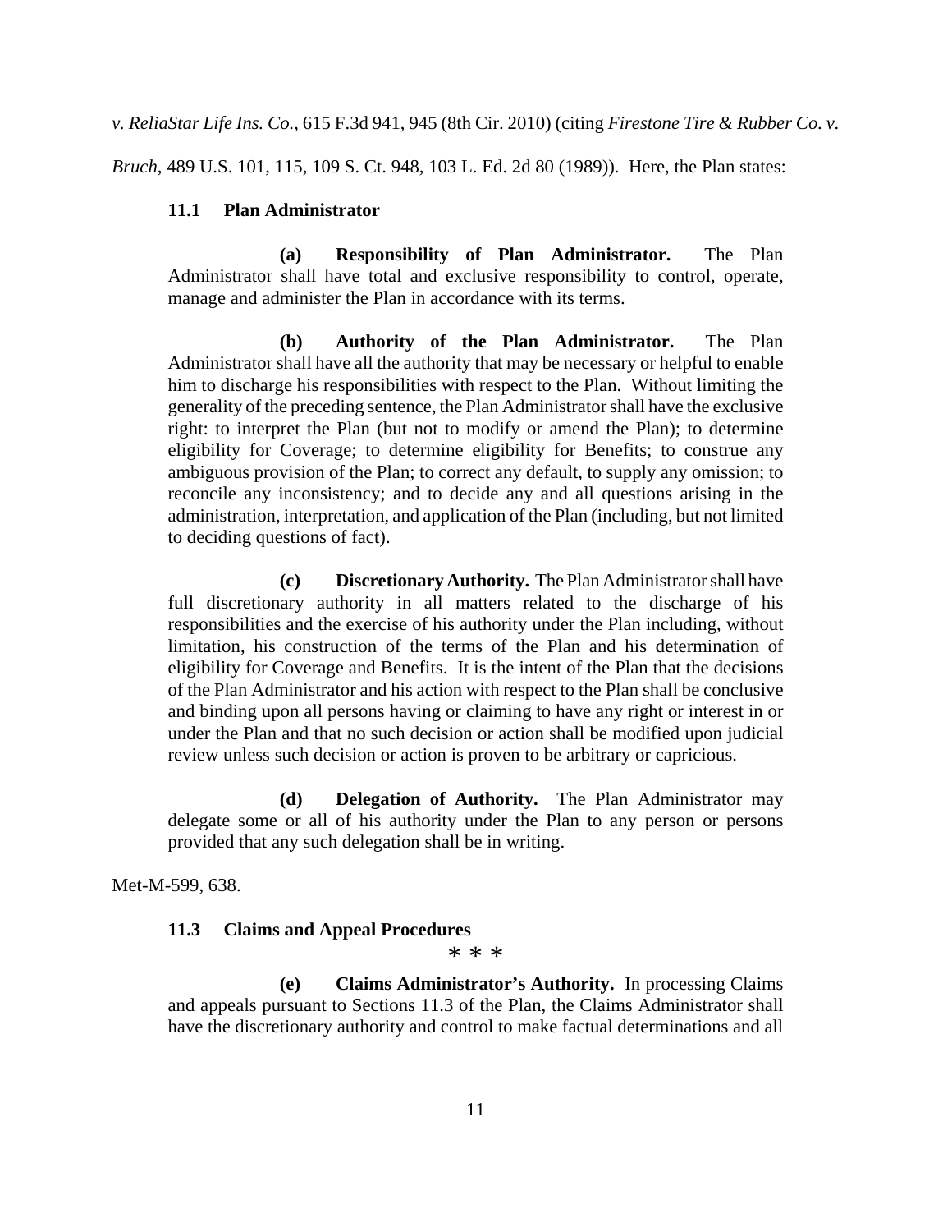*v. ReliaStar Life Ins. Co.*, 615 F.3d 941, 945 (8th Cir. 2010) (citing *Firestone Tire & Rubber Co. v. Bruch*, 489 U.S. 101, 115, 109 S. Ct. 948, 103 L. Ed. 2d 80 (1989)). Here, the Plan states:

> **11.1 Plan Administrator**
>
> **(a) Responsibility of Plan Administrator.** The Plan Administrator shall have total and exclusive responsibility to control, operate, manage and administer the Plan in accordance with its terms.
>
> **(b) Authority of the Plan Administrator.** The Plan Administrator shall have all the authority that may be necessary or helpful to enable him to discharge his responsibilities with respect to the Plan. Without limiting the generality of the preceding sentence, the Plan Administrator shall have the exclusive right: to interpret the Plan (but not to modify or amend the Plan); to determine eligibility for Coverage; to determine eligibility for Benefits; to construe any ambiguous provision of the Plan; to correct any default, to supply any omission; to reconcile any inconsistency; and to decide any and all questions arising in the administration, interpretation, and application of the Plan (including, but not limited to deciding questions of fact).
>
> **(c) Discretionary Authority.** The Plan Administrator shall have full discretionary authority in all matters related to the discharge of his responsibilities and the exercise of his authority under the Plan including, without limitation, his construction of the terms of the Plan and his determination of eligibility for Coverage and Benefits. It is the intent of the Plan that the decisions of the Plan Administrator and his action with respect to the Plan shall be conclusive and binding upon all persons having or claiming to have any right or interest in or under the Plan and that no such decision or action shall be modified upon judicial review unless such decision or action is proven to be arbitrary or capricious.
>
> **(d) Delegation of Authority.** The Plan Administrator may delegate some or all of his authority under the Plan to any person or persons provided that any such delegation shall be in writing.

Met-M-599, 638.

> **11.3 Claims and Appeal Procedures**
>
> * * *
>
> **(e) Claims Administrator's Authority.** In processing Claims and appeals pursuant to Sections 11.3 of the Plan, the Claims Administrator shall have the discretionary authority and control to make factual determinations and all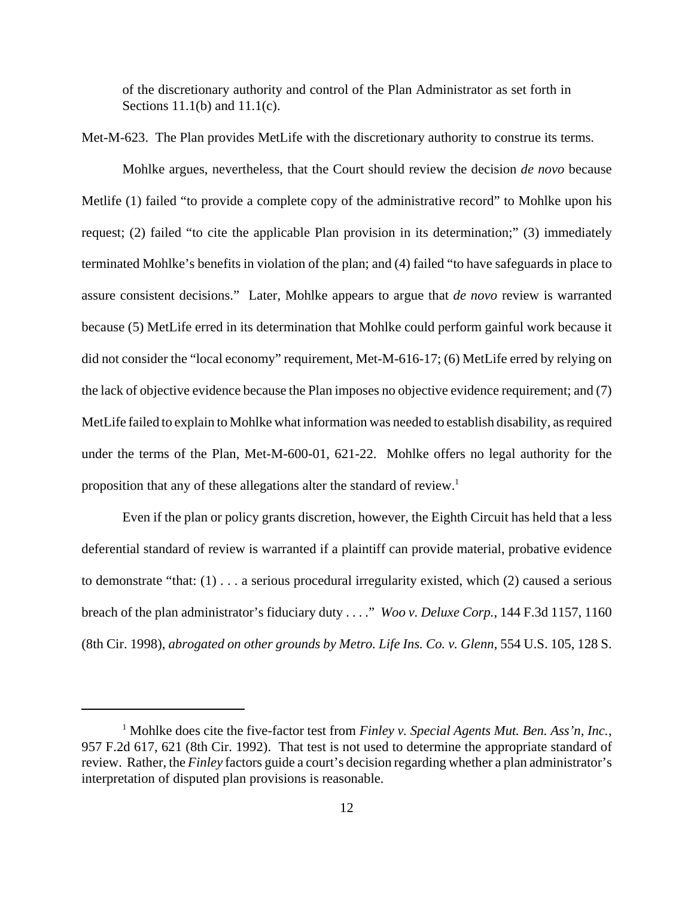of the discretionary authority and control of the Plan Administrator as set forth in Sections 11.1(b) and 11.1(c).

Met-M-623. The Plan provides MetLife with the discretionary authority to construe its terms.

Mohlke argues, nevertheless, that the Court should review the decision *de novo* because Metlife (1) failed "to provide a complete copy of the administrative record" to Mohlke upon his request; (2) failed "to cite the applicable Plan provision in its determination;" (3) immediately terminated Mohlke's benefits in violation of the plan; and (4) failed "to have safeguards in place to assure consistent decisions." Later, Mohlke appears to argue that *de novo* review is warranted because (5) MetLife erred in its determination that Mohlke could perform gainful work because it did not consider the "local economy" requirement, Met-M-616-17; (6) MetLife erred by relying on the lack of objective evidence because the Plan imposes no objective evidence requirement; and (7) MetLife failed to explain to Mohlke what information was needed to establish disability, as required under the terms of the Plan, Met-M-600-01, 621-22. Mohlke offers no legal authority for the proposition that any of these allegations alter the standard of review.[1]

Even if the plan or policy grants discretion, however, the Eighth Circuit has held that a less deferential standard of review is warranted if a plaintiff can provide material, probative evidence to demonstrate "that: (1) . . . a serious procedural irregularity existed, which (2) caused a serious breach of the plan administrator's fiduciary duty . . . ." *Woo v. Deluxe Corp.*, 144 F.3d 1157, 1160 (8th Cir. 1998), *abrogated on other grounds by Metro. Life Ins. Co. v. Glenn*, 554 U.S. 105, 128 S.

---

[1] Mohlke does cite the five-factor test from *Finley v. Special Agents Mut. Ben. Ass'n, Inc.*, 957 F.2d 617, 621 (8th Cir. 1992). That test is not used to determine the appropriate standard of review. Rather, the *Finley* factors guide a court's decision regarding whether a plan administrator's interpretation of disputed plan provisions is reasonable.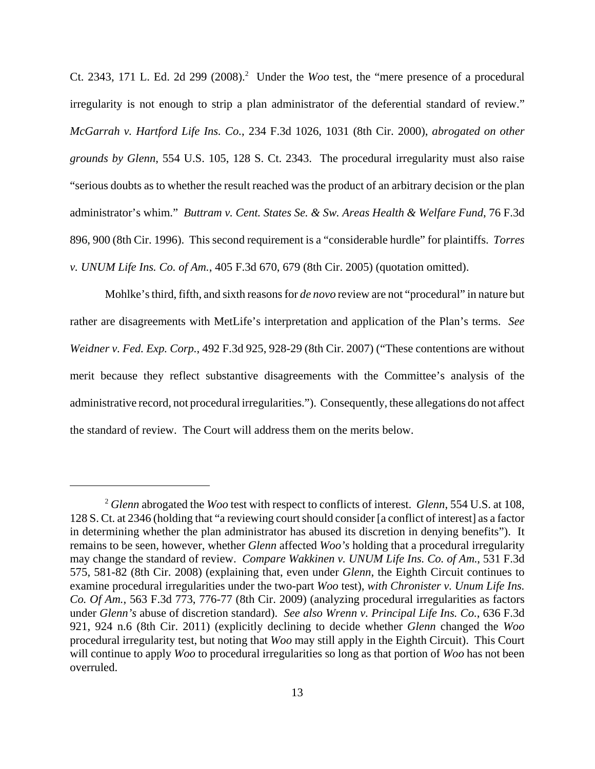Ct. 2343, 171 L. Ed. 2d 299 (2008).[2] Under the *Woo* test, the "mere presence of a procedural irregularity is not enough to strip a plan administrator of the deferential standard of review." *McGarrah v. Hartford Life Ins. Co.*, 234 F.3d 1026, 1031 (8th Cir. 2000), *abrogated on other grounds by Glenn*, 554 U.S. 105, 128 S. Ct. 2343. The procedural irregularity must also raise "serious doubts as to whether the result reached was the product of an arbitrary decision or the plan administrator's whim." *Buttram v. Cent. States Se. & Sw. Areas Health & Welfare Fund*, 76 F.3d 896, 900 (8th Cir. 1996). This second requirement is a "considerable hurdle" for plaintiffs. *Torres v. UNUM Life Ins. Co. of Am.*, 405 F.3d 670, 679 (8th Cir. 2005) (quotation omitted).

Mohlke's third, fifth, and sixth reasons for *de novo* review are not "procedural" in nature but rather are disagreements with MetLife's interpretation and application of the Plan's terms. *See Weidner v. Fed. Exp. Corp.*, 492 F.3d 925, 928-29 (8th Cir. 2007) ("These contentions are without merit because they reflect substantive disagreements with the Committee's analysis of the administrative record, not procedural irregularities."). Consequently, these allegations do not affect the standard of review. The Court will address them on the merits below.

---

[2] *Glenn* abrogated the *Woo* test with respect to conflicts of interest. *Glenn*, 554 U.S. at 108, 128 S. Ct. at 2346 (holding that "a reviewing court should consider [a conflict of interest] as a factor in determining whether the plan administrator has abused its discretion in denying benefits"). It remains to be seen, however, whether *Glenn* affected *Woo's* holding that a procedural irregularity may change the standard of review. *Compare Wakkinen v. UNUM Life Ins. Co. of Am.*, 531 F.3d 575, 581-82 (8th Cir. 2008) (explaining that, even under *Glenn*, the Eighth Circuit continues to examine procedural irregularities under the two-part *Woo* test), *with Chronister v. Unum Life Ins. Co. Of Am.*, 563 F.3d 773, 776-77 (8th Cir. 2009) (analyzing procedural irregularities as factors under *Glenn's* abuse of discretion standard). *See also Wrenn v. Principal Life Ins. Co.*, 636 F.3d 921, 924 n.6 (8th Cir. 2011) (explicitly declining to decide whether *Glenn* changed the *Woo* procedural irregularity test, but noting that *Woo* may still apply in the Eighth Circuit). This Court will continue to apply *Woo* to procedural irregularities so long as that portion of *Woo* has not been overruled.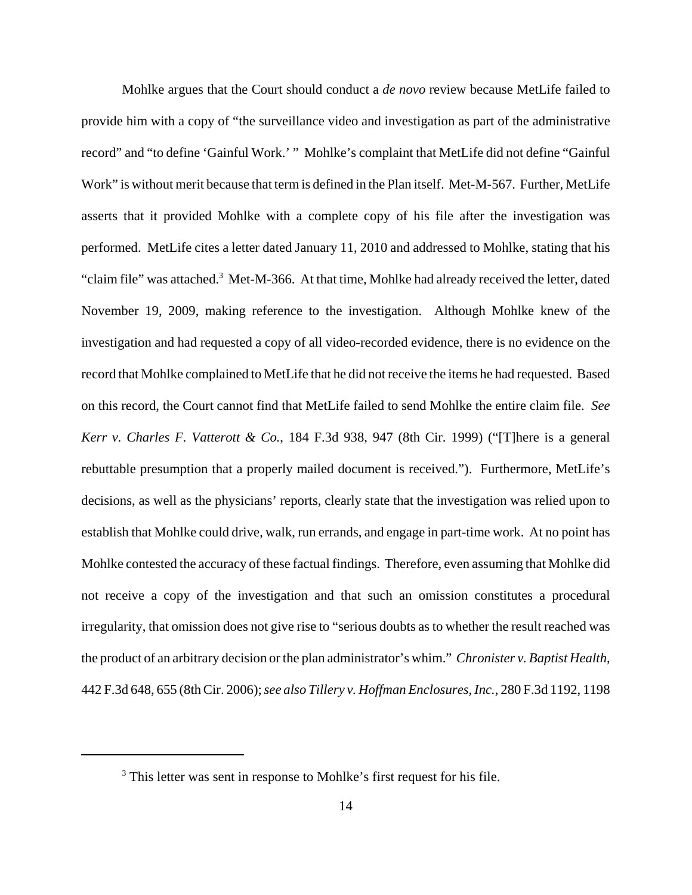Mohlke argues that the Court should conduct a *de novo* review because MetLife failed to provide him with a copy of "the surveillance video and investigation as part of the administrative record" and "to define 'Gainful Work.' " Mohlke's complaint that MetLife did not define "Gainful Work" is without merit because that term is defined in the Plan itself. Met-M-567. Further, MetLife asserts that it provided Mohlke with a complete copy of his file after the investigation was performed. MetLife cites a letter dated January 11, 2010 and addressed to Mohlke, stating that his "claim file" was attached.[3] Met-M-366. At that time, Mohlke had already received the letter, dated November 19, 2009, making reference to the investigation. Although Mohlke knew of the investigation and had requested a copy of all video-recorded evidence, there is no evidence on the record that Mohlke complained to MetLife that he did not receive the items he had requested. Based on this record, the Court cannot find that MetLife failed to send Mohlke the entire claim file. *See Kerr v. Charles F. Vatterott & Co.*, 184 F.3d 938, 947 (8th Cir. 1999) ("[T]here is a general rebuttable presumption that a properly mailed document is received."). Furthermore, MetLife's decisions, as well as the physicians' reports, clearly state that the investigation was relied upon to establish that Mohlke could drive, walk, run errands, and engage in part-time work. At no point has Mohlke contested the accuracy of these factual findings. Therefore, even assuming that Mohlke did not receive a copy of the investigation and that such an omission constitutes a procedural irregularity, that omission does not give rise to "serious doubts as to whether the result reached was the product of an arbitrary decision or the plan administrator's whim." *Chronister v. Baptist Health*, 442 F.3d 648, 655 (8th Cir. 2006); *see also Tillery v. Hoffman Enclosures, Inc.*, 280 F.3d 1192, 1198

[3] This letter was sent in response to Mohlke's first request for his file.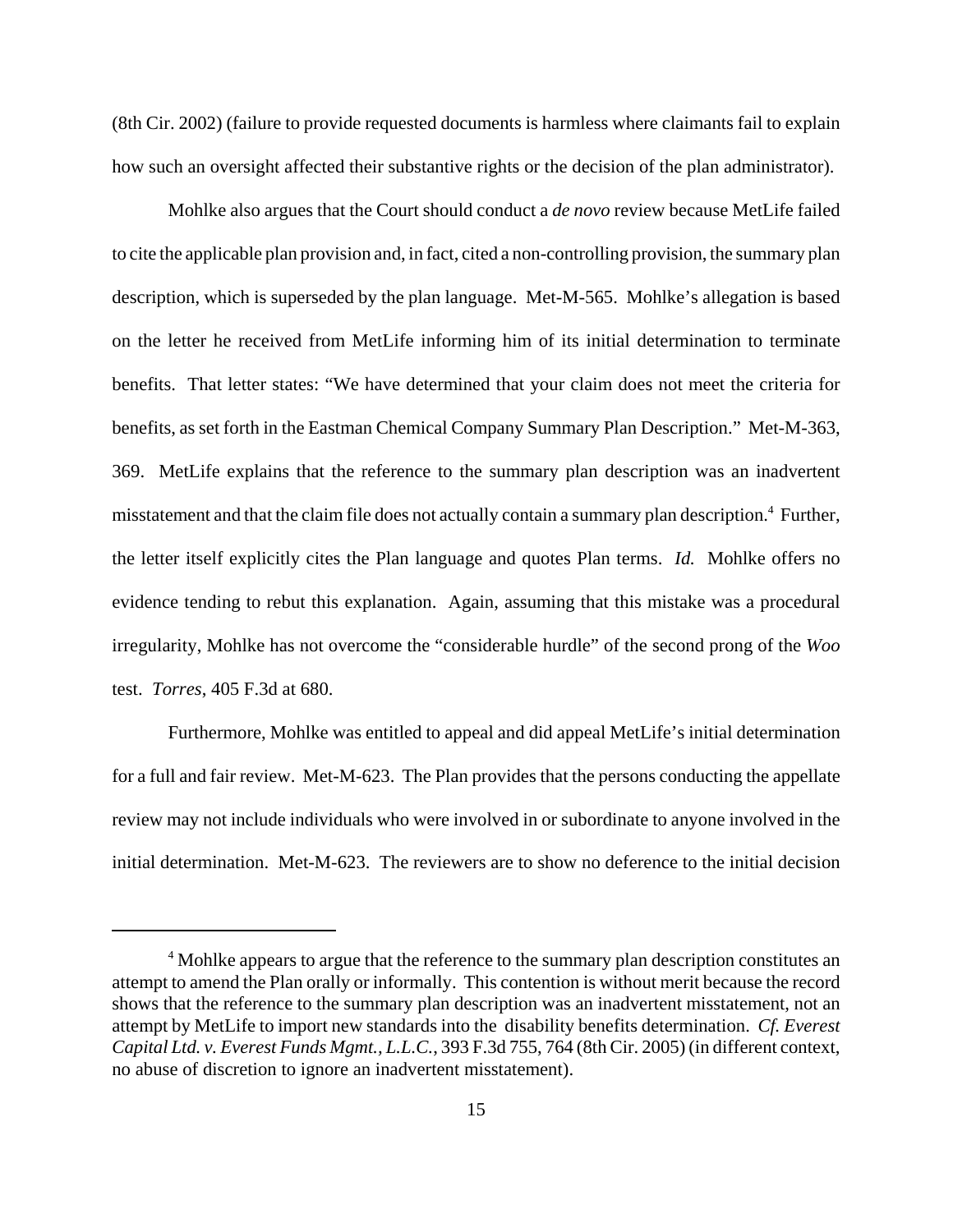(8th Cir. 2002) (failure to provide requested documents is harmless where claimants fail to explain how such an oversight affected their substantive rights or the decision of the plan administrator).

Mohlke also argues that the Court should conduct a *de novo* review because MetLife failed to cite the applicable plan provision and, in fact, cited a non-controlling provision, the summary plan description, which is superseded by the plan language. Met-M-565. Mohlke's allegation is based on the letter he received from MetLife informing him of its initial determination to terminate benefits. That letter states: "We have determined that your claim does not meet the criteria for benefits, as set forth in the Eastman Chemical Company Summary Plan Description." Met-M-363, 369. MetLife explains that the reference to the summary plan description was an inadvertent misstatement and that the claim file does not actually contain a summary plan description.[4] Further, the letter itself explicitly cites the Plan language and quotes Plan terms. *Id.* Mohlke offers no evidence tending to rebut this explanation. Again, assuming that this mistake was a procedural irregularity, Mohlke has not overcome the "considerable hurdle" of the second prong of the *Woo* test. *Torres*, 405 F.3d at 680.

Furthermore, Mohlke was entitled to appeal and did appeal MetLife's initial determination for a full and fair review. Met-M-623. The Plan provides that the persons conducting the appellate review may not include individuals who were involved in or subordinate to anyone involved in the initial determination. Met-M-623. The reviewers are to show no deference to the initial decision

---

[4] Mohlke appears to argue that the reference to the summary plan description constitutes an attempt to amend the Plan orally or informally. This contention is without merit because the record shows that the reference to the summary plan description was an inadvertent misstatement, not an attempt by MetLife to import new standards into the disability benefits determination. *Cf. Everest Capital Ltd. v. Everest Funds Mgmt., L.L.C.*, 393 F.3d 755, 764 (8th Cir. 2005) (in different context, no abuse of discretion to ignore an inadvertent misstatement).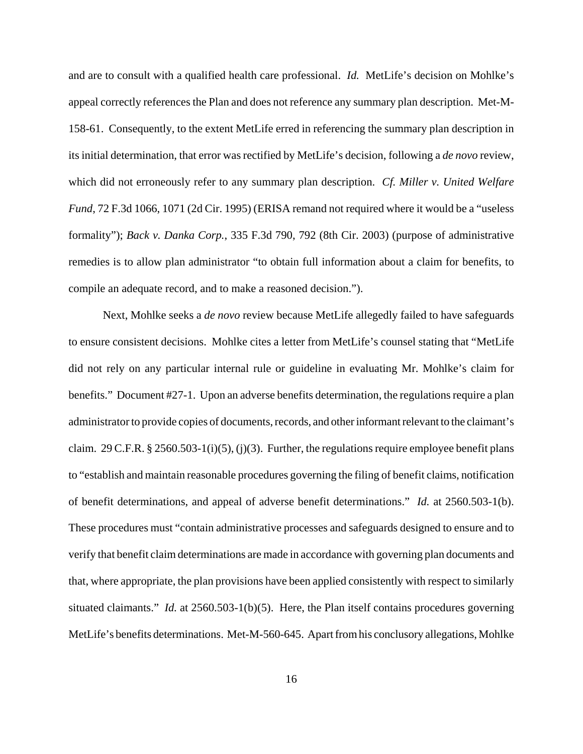and are to consult with a qualified health care professional. *Id.* MetLife's decision on Mohlke's appeal correctly references the Plan and does not reference any summary plan description. Met-M-158-61. Consequently, to the extent MetLife erred in referencing the summary plan description in its initial determination, that error was rectified by MetLife's decision, following a *de novo* review, which did not erroneously refer to any summary plan description. *Cf. Miller v. United Welfare Fund*, 72 F.3d 1066, 1071 (2d Cir. 1995) (ERISA remand not required where it would be a "useless formality"); *Back v. Danka Corp.*, 335 F.3d 790, 792 (8th Cir. 2003) (purpose of administrative remedies is to allow plan administrator "to obtain full information about a claim for benefits, to compile an adequate record, and to make a reasoned decision.").

Next, Mohlke seeks a *de novo* review because MetLife allegedly failed to have safeguards to ensure consistent decisions. Mohlke cites a letter from MetLife's counsel stating that "MetLife did not rely on any particular internal rule or guideline in evaluating Mr. Mohlke's claim for benefits." Document #27-1. Upon an adverse benefits determination, the regulations require a plan administrator to provide copies of documents, records, and other informant relevant to the claimant's claim. 29 C.F.R. § 2560.503-1(i)(5), (j)(3). Further, the regulations require employee benefit plans to "establish and maintain reasonable procedures governing the filing of benefit claims, notification of benefit determinations, and appeal of adverse benefit determinations." *Id.* at 2560.503-1(b). These procedures must "contain administrative processes and safeguards designed to ensure and to verify that benefit claim determinations are made in accordance with governing plan documents and that, where appropriate, the plan provisions have been applied consistently with respect to similarly situated claimants." *Id.* at 2560.503-1(b)(5). Here, the Plan itself contains procedures governing MetLife's benefits determinations. Met-M-560-645. Apart from his conclusory allegations, Mohlke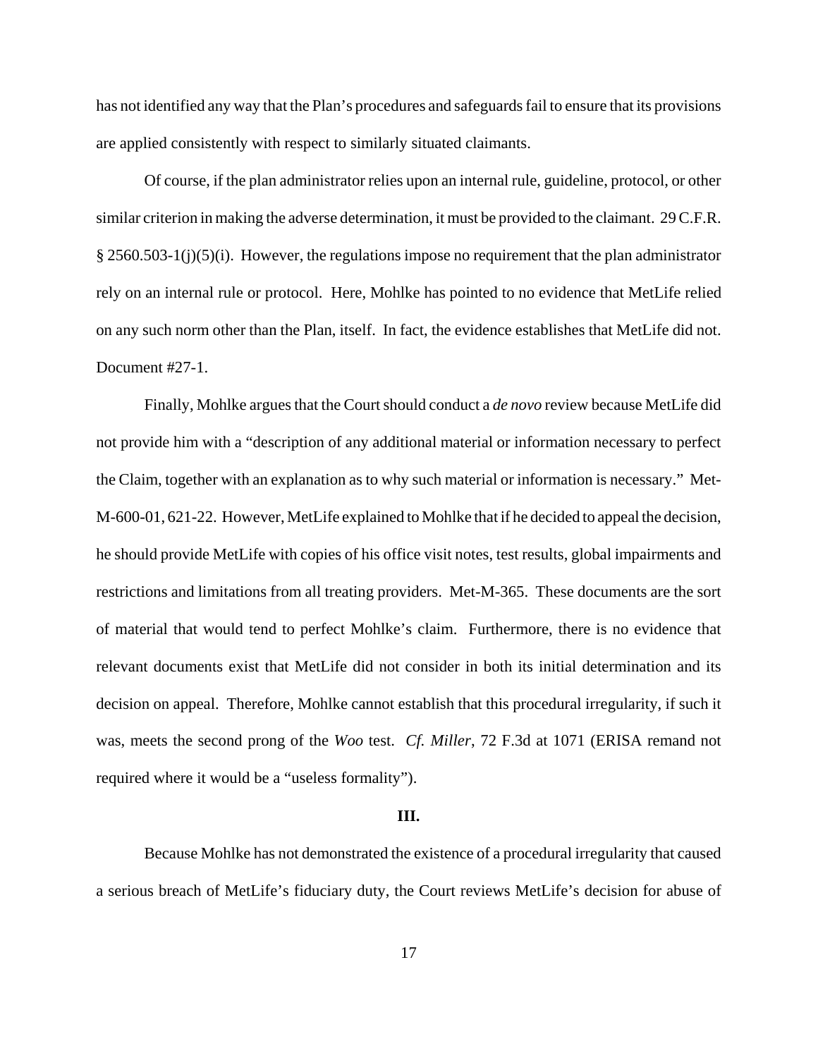has not identified any way that the Plan's procedures and safeguards fail to ensure that its provisions are applied consistently with respect to similarly situated claimants.

Of course, if the plan administrator relies upon an internal rule, guideline, protocol, or other similar criterion in making the adverse determination, it must be provided to the claimant. 29 C.F.R. § 2560.503-1(j)(5)(i). However, the regulations impose no requirement that the plan administrator rely on an internal rule or protocol. Here, Mohlke has pointed to no evidence that MetLife relied on any such norm other than the Plan, itself. In fact, the evidence establishes that MetLife did not. Document #27-1.

Finally, Mohlke argues that the Court should conduct a *de novo* review because MetLife did not provide him with a "description of any additional material or information necessary to perfect the Claim, together with an explanation as to why such material or information is necessary." Met-M-600-01, 621-22. However, MetLife explained to Mohlke that if he decided to appeal the decision, he should provide MetLife with copies of his office visit notes, test results, global impairments and restrictions and limitations from all treating providers. Met-M-365. These documents are the sort of material that would tend to perfect Mohlke's claim. Furthermore, there is no evidence that relevant documents exist that MetLife did not consider in both its initial determination and its decision on appeal. Therefore, Mohlke cannot establish that this procedural irregularity, if such it was, meets the second prong of the *Woo* test. *Cf. Miller*, 72 F.3d at 1071 (ERISA remand not required where it would be a "useless formality").

**III.**

Because Mohlke has not demonstrated the existence of a procedural irregularity that caused a serious breach of MetLife's fiduciary duty, the Court reviews MetLife's decision for abuse of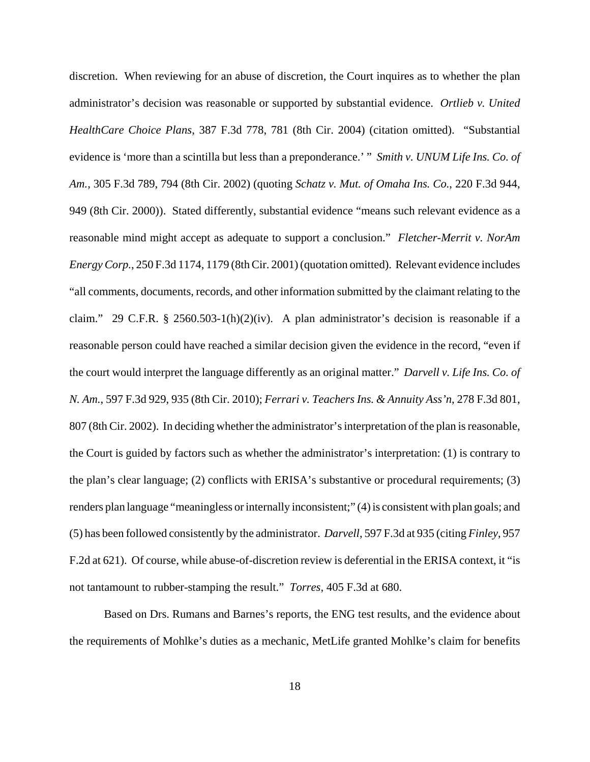discretion. When reviewing for an abuse of discretion, the Court inquires as to whether the plan administrator's decision was reasonable or supported by substantial evidence. *Ortlieb v. United HealthCare Choice Plans*, 387 F.3d 778, 781 (8th Cir. 2004) (citation omitted). "Substantial evidence is 'more than a scintilla but less than a preponderance.' " *Smith v. UNUM Life Ins. Co. of Am.*, 305 F.3d 789, 794 (8th Cir. 2002) (quoting *Schatz v. Mut. of Omaha Ins. Co.*, 220 F.3d 944, 949 (8th Cir. 2000)). Stated differently, substantial evidence "means such relevant evidence as a reasonable mind might accept as adequate to support a conclusion." *Fletcher-Merrit v. NorAm Energy Corp.*, 250 F.3d 1174, 1179 (8th Cir. 2001) (quotation omitted). Relevant evidence includes "all comments, documents, records, and other information submitted by the claimant relating to the claim." 29 C.F.R. § 2560.503-1(h)(2)(iv). A plan administrator's decision is reasonable if a reasonable person could have reached a similar decision given the evidence in the record, "even if the court would interpret the language differently as an original matter." *Darvell v. Life Ins. Co. of N. Am.*, 597 F.3d 929, 935 (8th Cir. 2010); *Ferrari v. Teachers Ins. & Annuity Ass'n*, 278 F.3d 801, 807 (8th Cir. 2002). In deciding whether the administrator's interpretation of the plan is reasonable, the Court is guided by factors such as whether the administrator's interpretation: (1) is contrary to the plan's clear language; (2) conflicts with ERISA's substantive or procedural requirements; (3) renders plan language "meaningless or internally inconsistent;" (4) is consistent with plan goals; and (5) has been followed consistently by the administrator. *Darvell*, 597 F.3d at 935 (citing *Finley*, 957 F.2d at 621). Of course, while abuse-of-discretion review is deferential in the ERISA context, it "is not tantamount to rubber-stamping the result." *Torres*, 405 F.3d at 680.

Based on Drs. Rumans and Barnes's reports, the ENG test results, and the evidence about the requirements of Mohlke's duties as a mechanic, MetLife granted Mohlke's claim for benefits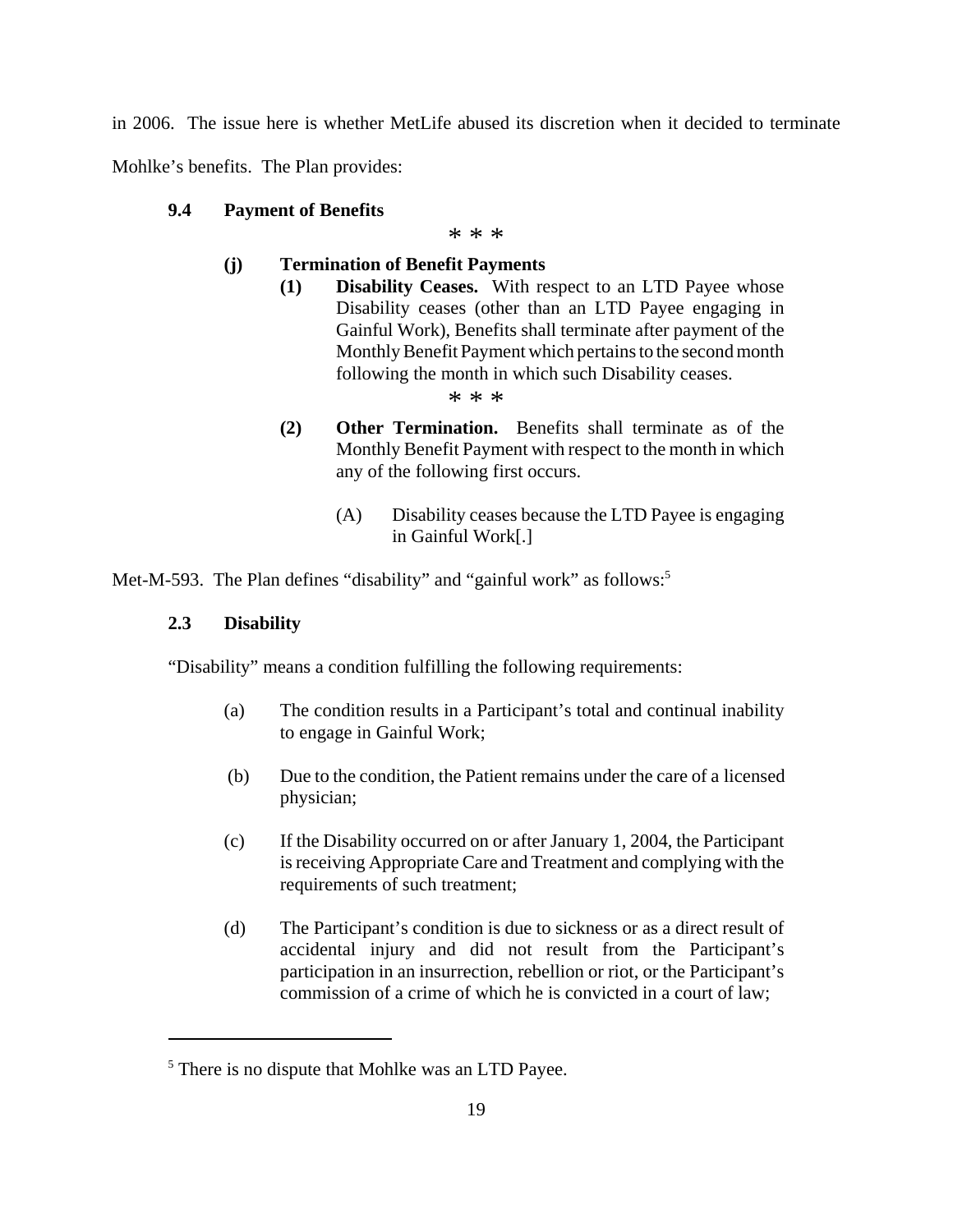in 2006. The issue here is whether MetLife abused its discretion when it decided to terminate Mohlke's benefits. The Plan provides:

**9.4 Payment of Benefits**

\* \* \*

**(j) Termination of Benefit Payments**

**(1) Disability Ceases.** With respect to an LTD Payee whose Disability ceases (other than an LTD Payee engaging in Gainful Work), Benefits shall terminate after payment of the Monthly Benefit Payment which pertains to the second month following the month in which such Disability ceases.

\* \* \*

**(2) Other Termination.** Benefits shall terminate as of the Monthly Benefit Payment with respect to the month in which any of the following first occurs.

(A) Disability ceases because the LTD Payee is engaging in Gainful Work[.]

Met-M-593. The Plan defines "disability" and "gainful work" as follows:[5]

**2.3 Disability**

"Disability" means a condition fulfilling the following requirements:

(a) The condition results in a Participant's total and continual inability to engage in Gainful Work;

(b) Due to the condition, the Patient remains under the care of a licensed physician;

(c) If the Disability occurred on or after January 1, 2004, the Participant is receiving Appropriate Care and Treatment and complying with the requirements of such treatment;

(d) The Participant's condition is due to sickness or as a direct result of accidental injury and did not result from the Participant's participation in an insurrection, rebellion or riot, or the Participant's commission of a crime of which he is convicted in a court of law;

---

[5] There is no dispute that Mohlke was an LTD Payee.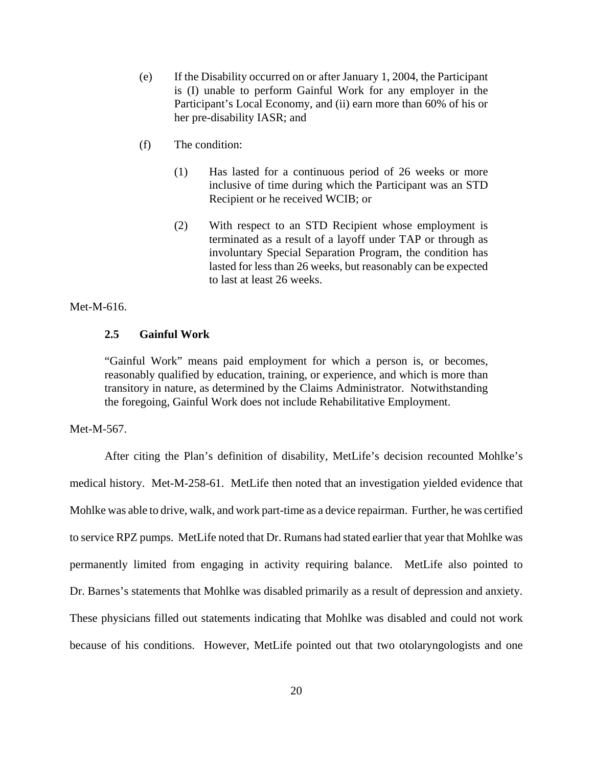(e) If the Disability occurred on or after January 1, 2004, the Participant is (I) unable to perform Gainful Work for any employer in the Participant's Local Economy, and (ii) earn more than 60% of his or her pre-disability IASR; and

(f) The condition:

(1) Has lasted for a continuous period of 26 weeks or more inclusive of time during which the Participant was an STD Recipient or he received WCIB; or

(2) With respect to an STD Recipient whose employment is terminated as a result of a layoff under TAP or through as involuntary Special Separation Program, the condition has lasted for less than 26 weeks, but reasonably can be expected to last at least 26 weeks.

Met-M-616.

> **2.5 Gainful Work**
>
> "Gainful Work" means paid employment for which a person is, or becomes, reasonably qualified by education, training, or experience, and which is more than transitory in nature, as determined by the Claims Administrator. Notwithstanding the foregoing, Gainful Work does not include Rehabilitative Employment.

Met-M-567.

After citing the Plan's definition of disability, MetLife's decision recounted Mohlke's medical history. Met-M-258-61. MetLife then noted that an investigation yielded evidence that Mohlke was able to drive, walk, and work part-time as a device repairman. Further, he was certified to service RPZ pumps. MetLife noted that Dr. Rumans had stated earlier that year that Mohlke was permanently limited from engaging in activity requiring balance. MetLife also pointed to Dr. Barnes's statements that Mohlke was disabled primarily as a result of depression and anxiety. These physicians filled out statements indicating that Mohlke was disabled and could not work because of his conditions. However, MetLife pointed out that two otolaryngologists and one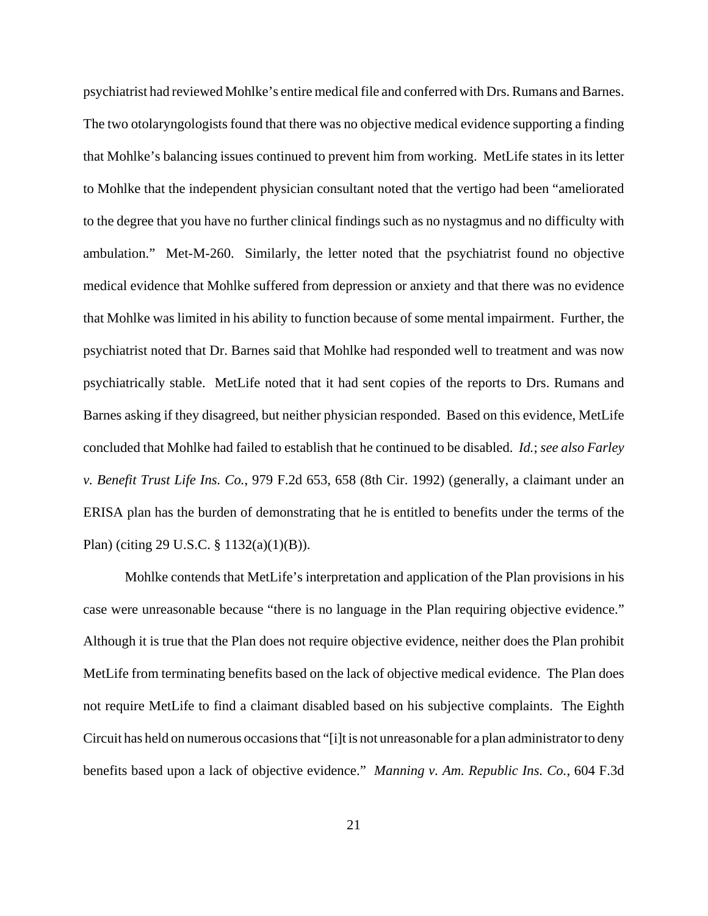psychiatrist had reviewed Mohlke's entire medical file and conferred with Drs. Rumans and Barnes. The two otolaryngologists found that there was no objective medical evidence supporting a finding that Mohlke's balancing issues continued to prevent him from working. MetLife states in its letter to Mohlke that the independent physician consultant noted that the vertigo had been "ameliorated to the degree that you have no further clinical findings such as no nystagmus and no difficulty with ambulation." Met-M-260. Similarly, the letter noted that the psychiatrist found no objective medical evidence that Mohlke suffered from depression or anxiety and that there was no evidence that Mohlke was limited in his ability to function because of some mental impairment. Further, the psychiatrist noted that Dr. Barnes said that Mohlke had responded well to treatment and was now psychiatrically stable. MetLife noted that it had sent copies of the reports to Drs. Rumans and Barnes asking if they disagreed, but neither physician responded. Based on this evidence, MetLife concluded that Mohlke had failed to establish that he continued to be disabled. *Id.*; *see also Farley v. Benefit Trust Life Ins. Co.*, 979 F.2d 653, 658 (8th Cir. 1992) (generally, a claimant under an ERISA plan has the burden of demonstrating that he is entitled to benefits under the terms of the Plan) (citing 29 U.S.C. § 1132(a)(1)(B)).

Mohlke contends that MetLife's interpretation and application of the Plan provisions in his case were unreasonable because "there is no language in the Plan requiring objective evidence." Although it is true that the Plan does not require objective evidence, neither does the Plan prohibit MetLife from terminating benefits based on the lack of objective medical evidence. The Plan does not require MetLife to find a claimant disabled based on his subjective complaints. The Eighth Circuit has held on numerous occasions that "[i]t is not unreasonable for a plan administrator to deny benefits based upon a lack of objective evidence." *Manning v. Am. Republic Ins. Co.*, 604 F.3d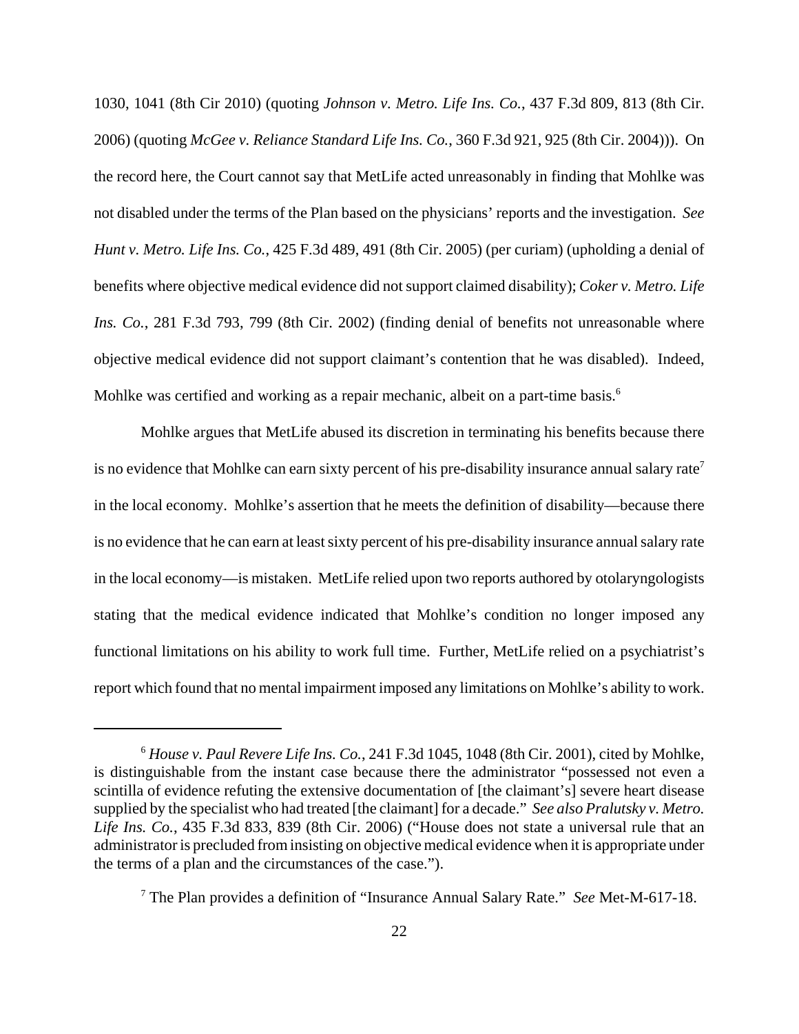1030, 1041 (8th Cir 2010) (quoting *Johnson v. Metro. Life Ins. Co.*, 437 F.3d 809, 813 (8th Cir. 2006) (quoting *McGee v. Reliance Standard Life Ins. Co.*, 360 F.3d 921, 925 (8th Cir. 2004))). On the record here, the Court cannot say that MetLife acted unreasonably in finding that Mohlke was not disabled under the terms of the Plan based on the physicians' reports and the investigation. *See Hunt v. Metro. Life Ins. Co.*, 425 F.3d 489, 491 (8th Cir. 2005) (per curiam) (upholding a denial of benefits where objective medical evidence did not support claimed disability); *Coker v. Metro. Life Ins. Co.*, 281 F.3d 793, 799 (8th Cir. 2002) (finding denial of benefits not unreasonable where objective medical evidence did not support claimant's contention that he was disabled). Indeed, Mohlke was certified and working as a repair mechanic, albeit on a part-time basis.[6]

Mohlke argues that MetLife abused its discretion in terminating his benefits because there is no evidence that Mohlke can earn sixty percent of his pre-disability insurance annual salary rate[7] in the local economy. Mohlke's assertion that he meets the definition of disability—because there is no evidence that he can earn at least sixty percent of his pre-disability insurance annual salary rate in the local economy—is mistaken. MetLife relied upon two reports authored by otolaryngologists stating that the medical evidence indicated that Mohlke's condition no longer imposed any functional limitations on his ability to work full time. Further, MetLife relied on a psychiatrist's report which found that no mental impairment imposed any limitations on Mohlke's ability to work.

---

[6] *House v. Paul Revere Life Ins. Co.*, 241 F.3d 1045, 1048 (8th Cir. 2001), cited by Mohlke, is distinguishable from the instant case because there the administrator "possessed not even a scintilla of evidence refuting the extensive documentation of [the claimant's] severe heart disease supplied by the specialist who had treated [the claimant] for a decade." *See also Pralutsky v. Metro. Life Ins. Co.*, 435 F.3d 833, 839 (8th Cir. 2006) ("House does not state a universal rule that an administrator is precluded from insisting on objective medical evidence when it is appropriate under the terms of a plan and the circumstances of the case.").

[7] The Plan provides a definition of "Insurance Annual Salary Rate." *See* Met-M-617-18.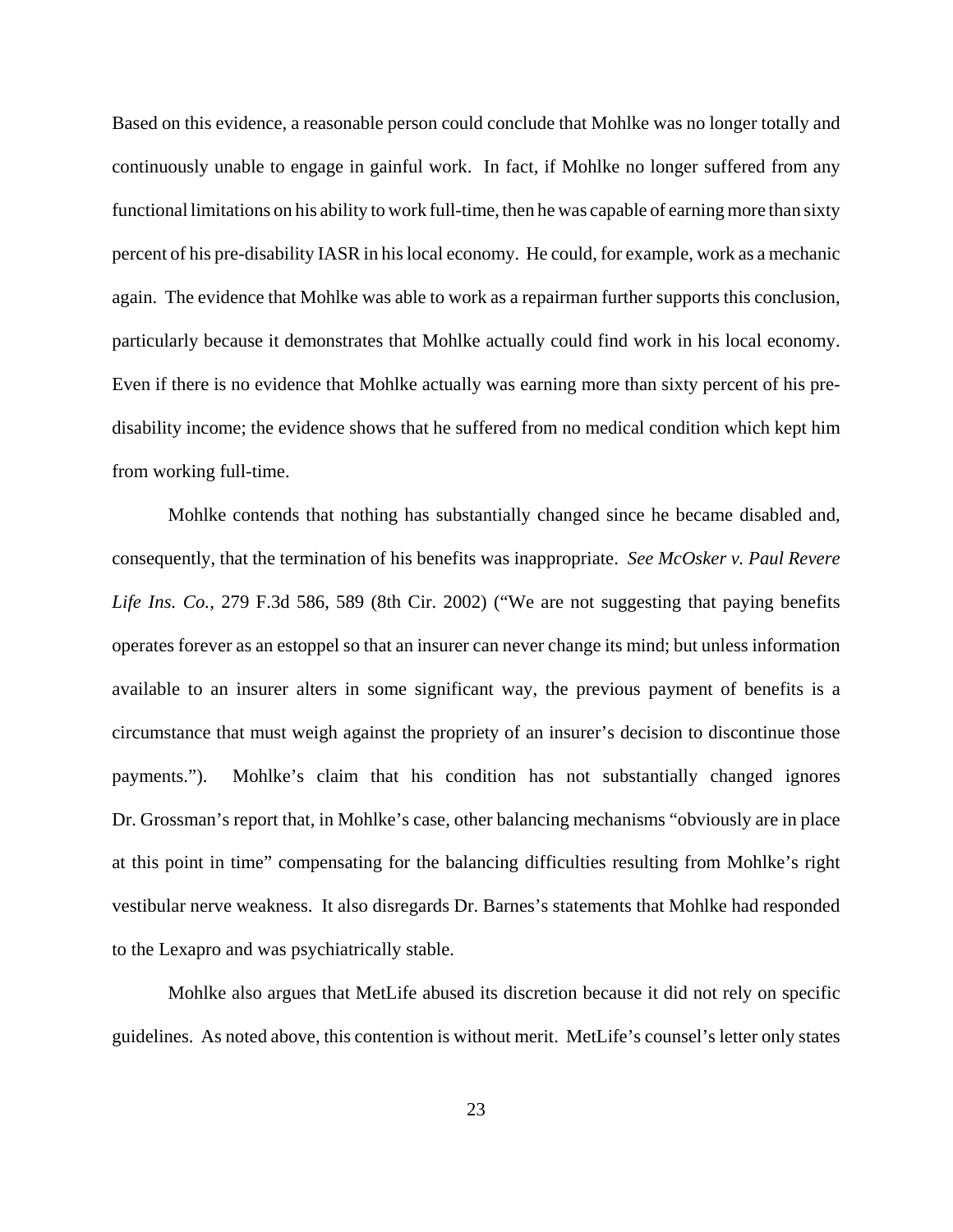Based on this evidence, a reasonable person could conclude that Mohlke was no longer totally and continuously unable to engage in gainful work. In fact, if Mohlke no longer suffered from any functional limitations on his ability to work full-time, then he was capable of earning more than sixty percent of his pre-disability IASR in his local economy. He could, for example, work as a mechanic again. The evidence that Mohlke was able to work as a repairman further supports this conclusion, particularly because it demonstrates that Mohlke actually could find work in his local economy. Even if there is no evidence that Mohlke actually was earning more than sixty percent of his pre-disability income; the evidence shows that he suffered from no medical condition which kept him from working full-time.

Mohlke contends that nothing has substantially changed since he became disabled and, consequently, that the termination of his benefits was inappropriate. *See McOsker v. Paul Revere Life Ins. Co.*, 279 F.3d 586, 589 (8th Cir. 2002) ("We are not suggesting that paying benefits operates forever as an estoppel so that an insurer can never change its mind; but unless information available to an insurer alters in some significant way, the previous payment of benefits is a circumstance that must weigh against the propriety of an insurer's decision to discontinue those payments."). Mohlke's claim that his condition has not substantially changed ignores Dr. Grossman's report that, in Mohlke's case, other balancing mechanisms "obviously are in place at this point in time" compensating for the balancing difficulties resulting from Mohlke's right vestibular nerve weakness. It also disregards Dr. Barnes's statements that Mohlke had responded to the Lexapro and was psychiatrically stable.

Mohlke also argues that MetLife abused its discretion because it did not rely on specific guidelines. As noted above, this contention is without merit. MetLife's counsel's letter only states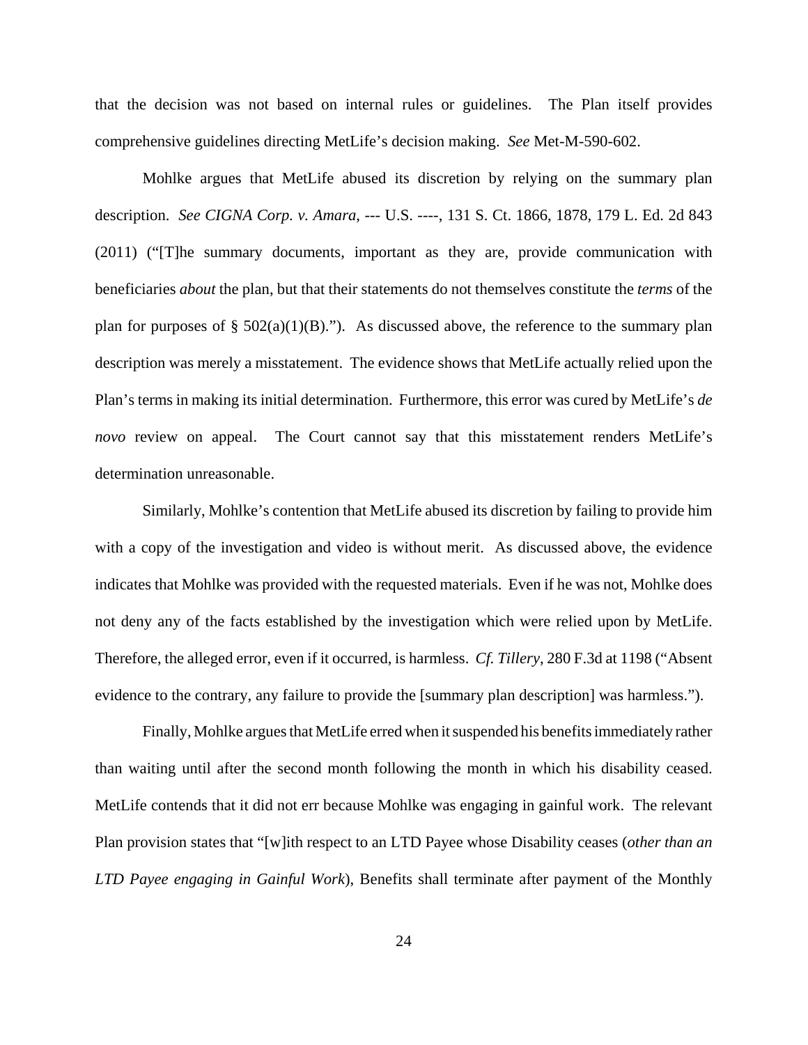that the decision was not based on internal rules or guidelines. The Plan itself provides comprehensive guidelines directing MetLife's decision making. *See* Met-M-590-602.

Mohlke argues that MetLife abused its discretion by relying on the summary plan description. *See CIGNA Corp. v. Amara*, --- U.S. ----, 131 S. Ct. 1866, 1878, 179 L. Ed. 2d 843 (2011) ("[T]he summary documents, important as they are, provide communication with beneficiaries *about* the plan, but that their statements do not themselves constitute the *terms* of the plan for purposes of § 502(a)(1)(B)."). As discussed above, the reference to the summary plan description was merely a misstatement. The evidence shows that MetLife actually relied upon the Plan's terms in making its initial determination. Furthermore, this error was cured by MetLife's *de novo* review on appeal. The Court cannot say that this misstatement renders MetLife's determination unreasonable.

Similarly, Mohlke's contention that MetLife abused its discretion by failing to provide him with a copy of the investigation and video is without merit. As discussed above, the evidence indicates that Mohlke was provided with the requested materials. Even if he was not, Mohlke does not deny any of the facts established by the investigation which were relied upon by MetLife. Therefore, the alleged error, even if it occurred, is harmless. *Cf. Tillery*, 280 F.3d at 1198 ("Absent evidence to the contrary, any failure to provide the [summary plan description] was harmless.").

Finally, Mohlke argues that MetLife erred when it suspended his benefits immediately rather than waiting until after the second month following the month in which his disability ceased. MetLife contends that it did not err because Mohlke was engaging in gainful work. The relevant Plan provision states that "[w]ith respect to an LTD Payee whose Disability ceases (*other than an LTD Payee engaging in Gainful Work*), Benefits shall terminate after payment of the Monthly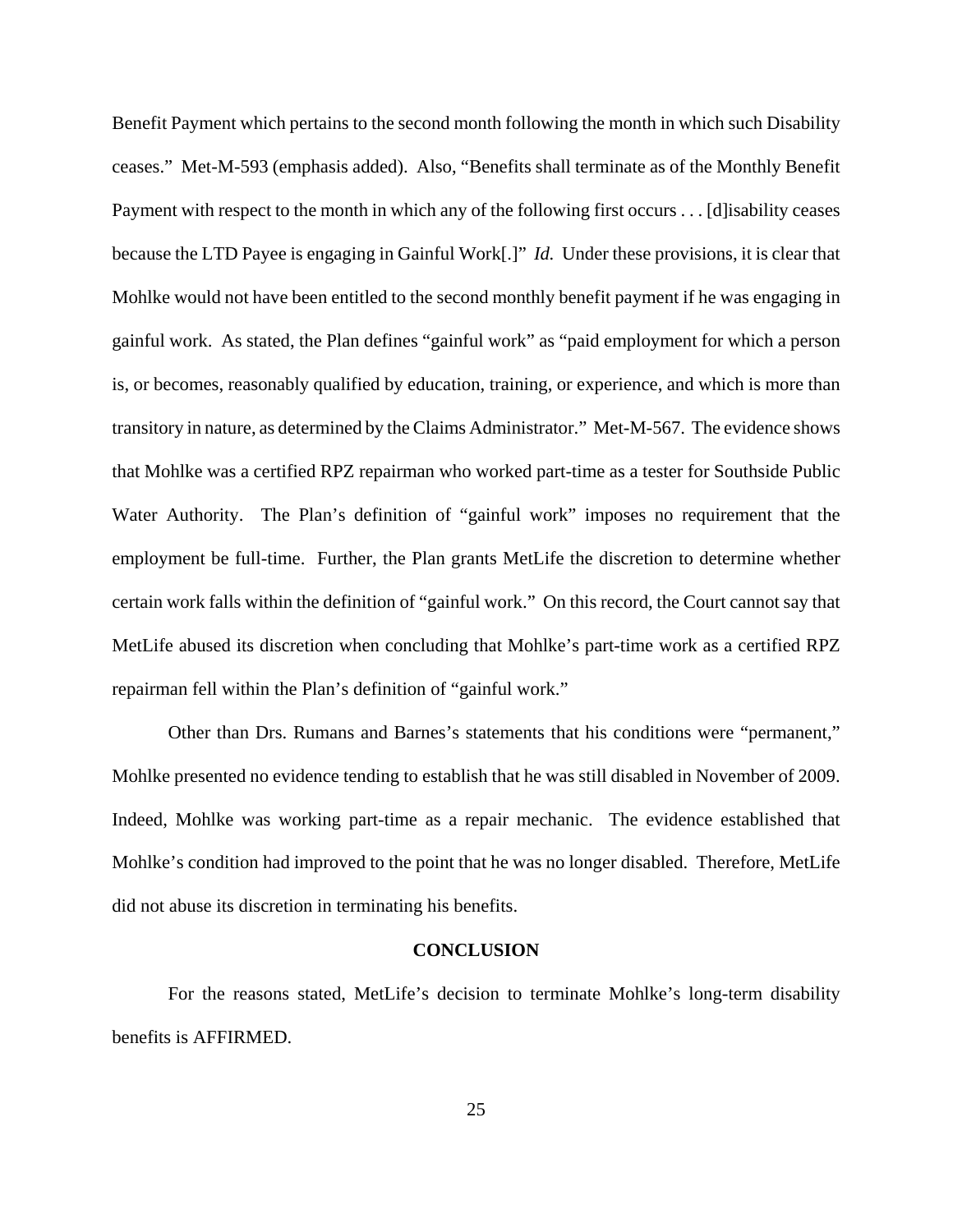Benefit Payment which pertains to the second month following the month in which such Disability ceases." Met-M-593 (emphasis added). Also, "Benefits shall terminate as of the Monthly Benefit Payment with respect to the month in which any of the following first occurs . . . [d]isability ceases because the LTD Payee is engaging in Gainful Work[.]" *Id.* Under these provisions, it is clear that Mohlke would not have been entitled to the second monthly benefit payment if he was engaging in gainful work. As stated, the Plan defines "gainful work" as "paid employment for which a person is, or becomes, reasonably qualified by education, training, or experience, and which is more than transitory in nature, as determined by the Claims Administrator." Met-M-567. The evidence shows that Mohlke was a certified RPZ repairman who worked part-time as a tester for Southside Public Water Authority. The Plan's definition of "gainful work" imposes no requirement that the employment be full-time. Further, the Plan grants MetLife the discretion to determine whether certain work falls within the definition of "gainful work." On this record, the Court cannot say that MetLife abused its discretion when concluding that Mohlke's part-time work as a certified RPZ repairman fell within the Plan's definition of "gainful work."

Other than Drs. Rumans and Barnes's statements that his conditions were "permanent," Mohlke presented no evidence tending to establish that he was still disabled in November of 2009. Indeed, Mohlke was working part-time as a repair mechanic. The evidence established that Mohlke's condition had improved to the point that he was no longer disabled. Therefore, MetLife did not abuse its discretion in terminating his benefits.

## CONCLUSION

For the reasons stated, MetLife's decision to terminate Mohlke's long-term disability benefits is AFFIRMED.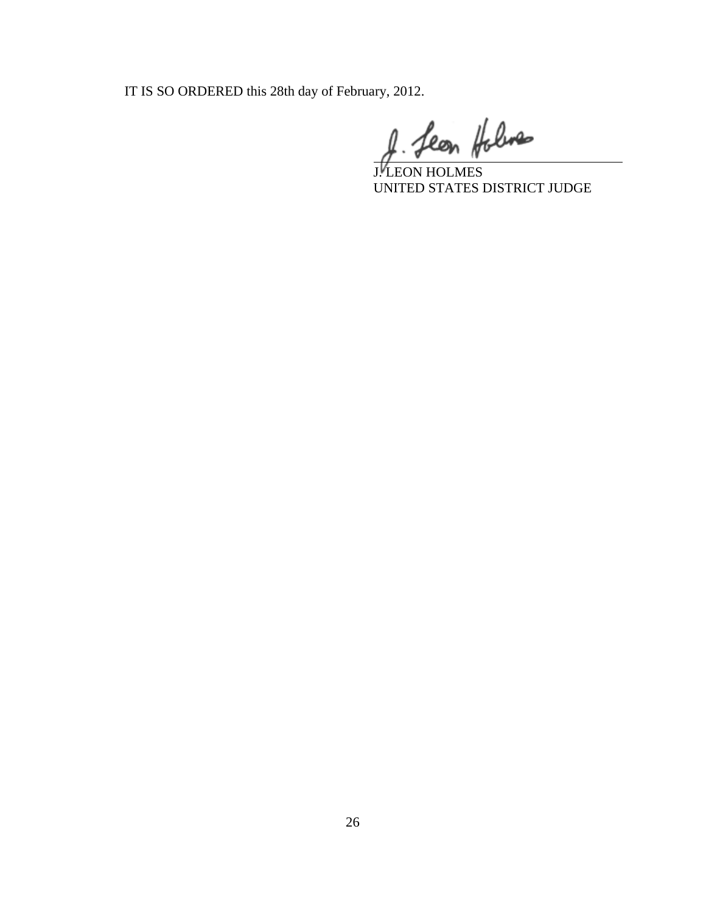IT IS SO ORDERED this 28th day of February, 2012.

J. LEON HOLMES
UNITED STATES DISTRICT JUDGE